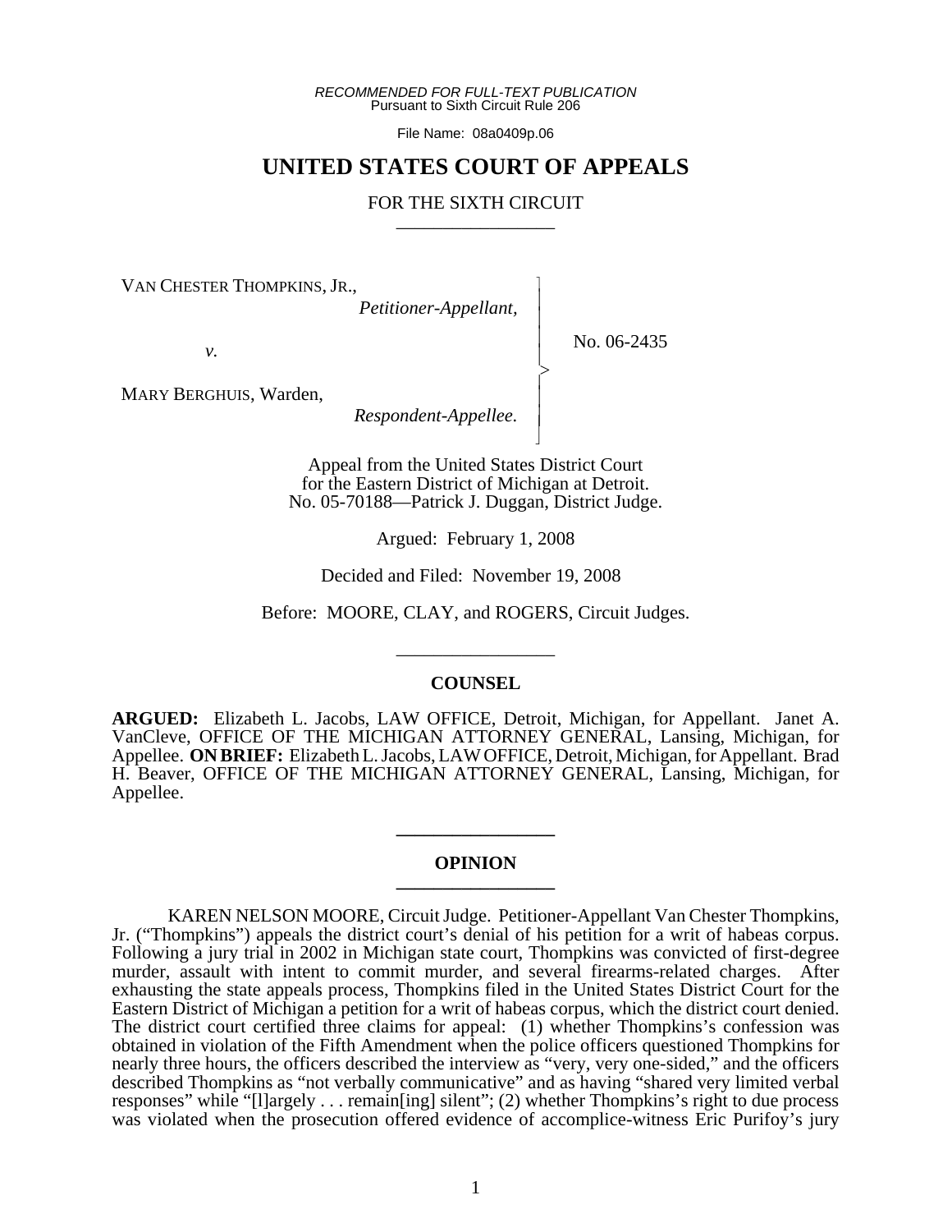*RECOMMENDED FOR FULL-TEXT PUBLICATION*
Pursuant to Sixth Circuit Rule 206

File Name: 08a0409p.06

# UNITED STATES COURT OF APPEALS

## FOR THE SIXTH CIRCUIT

---

VAN CHESTER THOMPKINS, JR.,
*Petitioner-Appellant,*

*v.*

MARY BERGHUIS, Warden,
*Respondent-Appellee.*

No. 06-2435

Appeal from the United States District Court
for the Eastern District of Michigan at Detroit.
No. 05-70188—Patrick J. Duggan, District Judge.

Argued: February 1, 2008

Decided and Filed: November 19, 2008

Before: MOORE, CLAY, and ROGERS, Circuit Judges.

---

### COUNSEL

**ARGUED:** Elizabeth L. Jacobs, LAW OFFICE, Detroit, Michigan, for Appellant. Janet A. VanCleve, OFFICE OF THE MICHIGAN ATTORNEY GENERAL, Lansing, Michigan, for Appellee. **ON BRIEF:** Elizabeth L. Jacobs, LAW OFFICE, Detroit, Michigan, for Appellant. Brad H. Beaver, OFFICE OF THE MICHIGAN ATTORNEY GENERAL, Lansing, Michigan, for Appellee.

---

### OPINION

---

KAREN NELSON MOORE, Circuit Judge. Petitioner-Appellant Van Chester Thompkins, Jr. ("Thompkins") appeals the district court's denial of his petition for a writ of habeas corpus. Following a jury trial in 2002 in Michigan state court, Thompkins was convicted of first-degree murder, assault with intent to commit murder, and several firearms-related charges. After exhausting the state appeals process, Thompkins filed in the United States District Court for the Eastern District of Michigan a petition for a writ of habeas corpus, which the district court denied. The district court certified three claims for appeal: (1) whether Thompkins's confession was obtained in violation of the Fifth Amendment when the police officers questioned Thompkins for nearly three hours, the officers described the interview as "very, very one-sided," and the officers described Thompkins as "not verbally communicative" and as having "shared very limited verbal responses" while "[l]argely . . . remain[ing] silent"; (2) whether Thompkins's right to due process was violated when the prosecution offered evidence of accomplice-witness Eric Purifoy's jury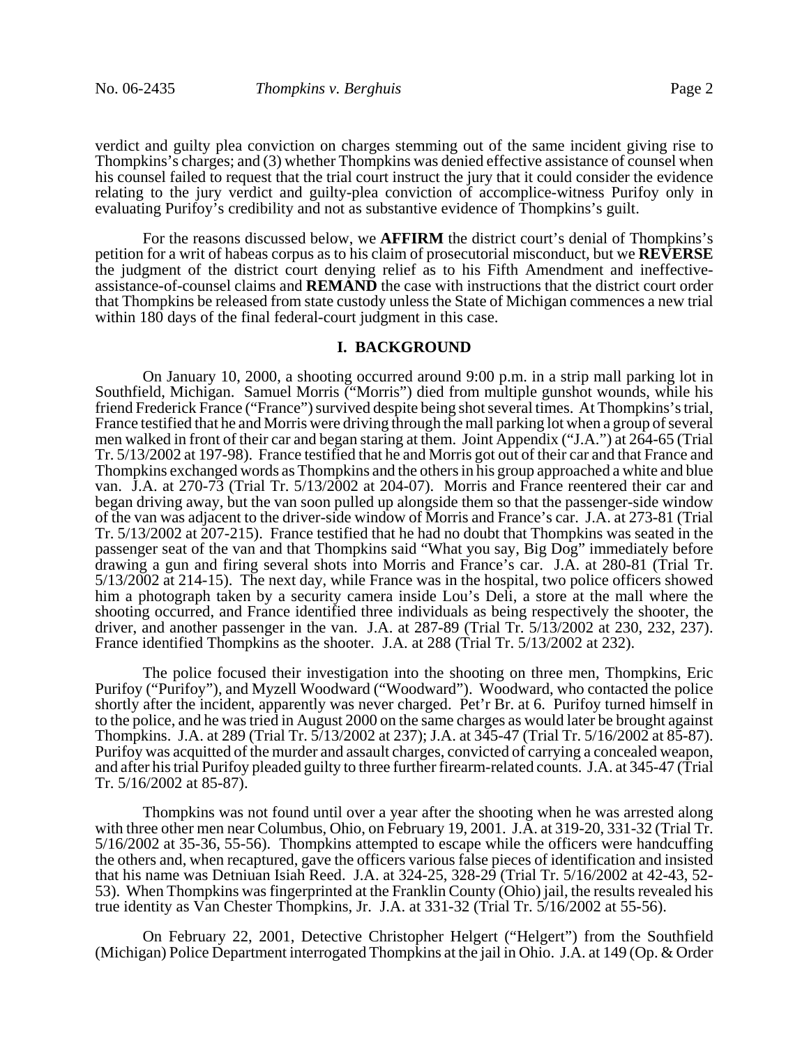verdict and guilty plea conviction on charges stemming out of the same incident giving rise to Thompkins's charges; and (3) whether Thompkins was denied effective assistance of counsel when his counsel failed to request that the trial court instruct the jury that it could consider the evidence relating to the jury verdict and guilty-plea conviction of accomplice-witness Purifoy only in evaluating Purifoy's credibility and not as substantive evidence of Thompkins's guilt.

For the reasons discussed below, we **AFFIRM** the district court's denial of Thompkins's petition for a writ of habeas corpus as to his claim of prosecutorial misconduct, but we **REVERSE** the judgment of the district court denying relief as to his Fifth Amendment and ineffective-assistance-of-counsel claims and **REMAND** the case with instructions that the district court order that Thompkins be released from state custody unless the State of Michigan commences a new trial within 180 days of the final federal-court judgment in this case.

## I. BACKGROUND

On January 10, 2000, a shooting occurred around 9:00 p.m. in a strip mall parking lot in Southfield, Michigan. Samuel Morris ("Morris") died from multiple gunshot wounds, while his friend Frederick France ("France") survived despite being shot several times. At Thompkins's trial, France testified that he and Morris were driving through the mall parking lot when a group of several men walked in front of their car and began staring at them. Joint Appendix ("J.A.") at 264-65 (Trial Tr. 5/13/2002 at 197-98). France testified that he and Morris got out of their car and that France and Thompkins exchanged words as Thompkins and the others in his group approached a white and blue van. J.A. at 270-73 (Trial Tr. 5/13/2002 at 204-07). Morris and France reentered their car and began driving away, but the van soon pulled up alongside them so that the passenger-side window of the van was adjacent to the driver-side window of Morris and France's car. J.A. at 273-81 (Trial Tr. 5/13/2002 at 207-215). France testified that he had no doubt that Thompkins was seated in the passenger seat of the van and that Thompkins said "What you say, Big Dog" immediately before drawing a gun and firing several shots into Morris and France's car. J.A. at 280-81 (Trial Tr. 5/13/2002 at 214-15). The next day, while France was in the hospital, two police officers showed him a photograph taken by a security camera inside Lou's Deli, a store at the mall where the shooting occurred, and France identified three individuals as being respectively the shooter, the driver, and another passenger in the van. J.A. at 287-89 (Trial Tr. 5/13/2002 at 230, 232, 237). France identified Thompkins as the shooter. J.A. at 288 (Trial Tr. 5/13/2002 at 232).

The police focused their investigation into the shooting on three men, Thompkins, Eric Purifoy ("Purifoy"), and Myzell Woodward ("Woodward"). Woodward, who contacted the police shortly after the incident, apparently was never charged. Pet'r Br. at 6. Purifoy turned himself in to the police, and he was tried in August 2000 on the same charges as would later be brought against Thompkins. J.A. at 289 (Trial Tr. 5/13/2002 at 237); J.A. at 345-47 (Trial Tr. 5/16/2002 at 85-87). Purifoy was acquitted of the murder and assault charges, convicted of carrying a concealed weapon, and after his trial Purifoy pleaded guilty to three further firearm-related counts. J.A. at 345-47 (Trial Tr. 5/16/2002 at 85-87).

Thompkins was not found until over a year after the shooting when he was arrested along with three other men near Columbus, Ohio, on February 19, 2001. J.A. at 319-20, 331-32 (Trial Tr. 5/16/2002 at 35-36, 55-56). Thompkins attempted to escape while the officers were handcuffing the others and, when recaptured, gave the officers various false pieces of identification and insisted that his name was Detniuan Isiah Reed. J.A. at 324-25, 328-29 (Trial Tr. 5/16/2002 at 42-43, 52-53). When Thompkins was fingerprinted at the Franklin County (Ohio) jail, the results revealed his true identity as Van Chester Thompkins, Jr. J.A. at 331-32 (Trial Tr. 5/16/2002 at 55-56).

On February 22, 2001, Detective Christopher Helgert ("Helgert") from the Southfield (Michigan) Police Department interrogated Thompkins at the jail in Ohio. J.A. at 149 (Op. & Order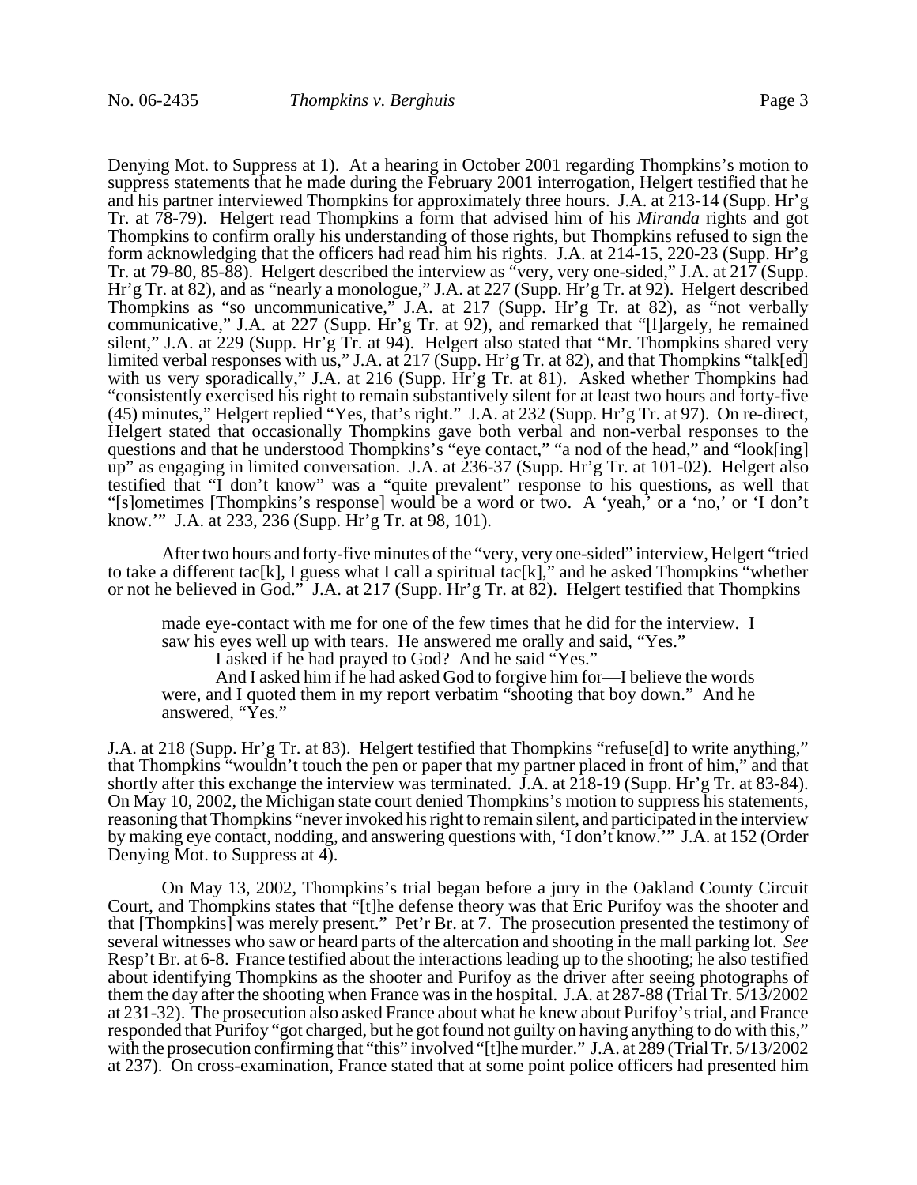Denying Mot. to Suppress at 1). At a hearing in October 2001 regarding Thompkins's motion to suppress statements that he made during the February 2001 interrogation, Helgert testified that he and his partner interviewed Thompkins for approximately three hours. J.A. at 213-14 (Supp. Hr'g Tr. at 78-79). Helgert read Thompkins a form that advised him of his *Miranda* rights and got Thompkins to confirm orally his understanding of those rights, but Thompkins refused to sign the form acknowledging that the officers had read him his rights. J.A. at 214-15, 220-23 (Supp. Hr'g Tr. at 79-80, 85-88). Helgert described the interview as "very, very one-sided," J.A. at 217 (Supp. Hr'g Tr. at 82), and as "nearly a monologue," J.A. at 227 (Supp. Hr'g Tr. at 92). Helgert described Thompkins as "so uncommunicative," J.A. at 217 (Supp. Hr'g Tr. at 82), as "not verbally communicative," J.A. at 227 (Supp. Hr'g Tr. at 92), and remarked that "[l]argely, he remained silent," J.A. at 229 (Supp. Hr'g Tr. at 94). Helgert also stated that "Mr. Thompkins shared very limited verbal responses with us," J.A. at 217 (Supp. Hr'g Tr. at 82), and that Thompkins "talk[ed] with us very sporadically," J.A. at 216 (Supp. Hr'g Tr. at 81). Asked whether Thompkins had "consistently exercised his right to remain substantively silent for at least two hours and forty-five (45) minutes," Helgert replied "Yes, that's right." J.A. at 232 (Supp. Hr'g Tr. at 97). On re-direct, Helgert stated that occasionally Thompkins gave both verbal and non-verbal responses to the questions and that he understood Thompkins's "eye contact," "a nod of the head," and "look[ing] up" as engaging in limited conversation. J.A. at 236-37 (Supp. Hr'g Tr. at 101-02). Helgert also testified that "I don't know" was a "quite prevalent" response to his questions, as well that "[s]ometimes [Thompkins's response] would be a word or two. A 'yeah,' or a 'no,' or 'I don't know.'" J.A. at 233, 236 (Supp. Hr'g Tr. at 98, 101).

After two hours and forty-five minutes of the "very, very one-sided" interview, Helgert "tried to take a different tac[k], I guess what I call a spiritual tac[k]," and he asked Thompkins "whether or not he believed in God." J.A. at 217 (Supp. Hr'g Tr. at 82). Helgert testified that Thompkins

> made eye-contact with me for one of the few times that he did for the interview. I saw his eyes well up with tears. He answered me orally and said, "Yes."
>
> I asked if he had prayed to God? And he said "Yes."
>
> And I asked him if he had asked God to forgive him for—I believe the words were, and I quoted them in my report verbatim "shooting that boy down." And he answered, "Yes."

J.A. at 218 (Supp. Hr'g Tr. at 83). Helgert testified that Thompkins "refuse[d] to write anything," that Thompkins "wouldn't touch the pen or paper that my partner placed in front of him," and that shortly after this exchange the interview was terminated. J.A. at 218-19 (Supp. Hr'g Tr. at 83-84). On May 10, 2002, the Michigan state court denied Thompkins's motion to suppress his statements, reasoning that Thompkins "never invoked his right to remain silent, and participated in the interview by making eye contact, nodding, and answering questions with, 'I don't know.'" J.A. at 152 (Order Denying Mot. to Suppress at 4).

On May 13, 2002, Thompkins's trial began before a jury in the Oakland County Circuit Court, and Thompkins states that "[t]he defense theory was that Eric Purifoy was the shooter and that [Thompkins] was merely present." Pet'r Br. at 7. The prosecution presented the testimony of several witnesses who saw or heard parts of the altercation and shooting in the mall parking lot. *See* Resp't Br. at 6-8. France testified about the interactions leading up to the shooting; he also testified about identifying Thompkins as the shooter and Purifoy as the driver after seeing photographs of them the day after the shooting when France was in the hospital. J.A. at 287-88 (Trial Tr. 5/13/2002 at 231-32). The prosecution also asked France about what he knew about Purifoy's trial, and France responded that Purifoy "got charged, but he got found not guilty on having anything to do with this," with the prosecution confirming that "this" involved "[t]he murder." J.A. at 289 (Trial Tr. 5/13/2002 at 237). On cross-examination, France stated that at some point police officers had presented him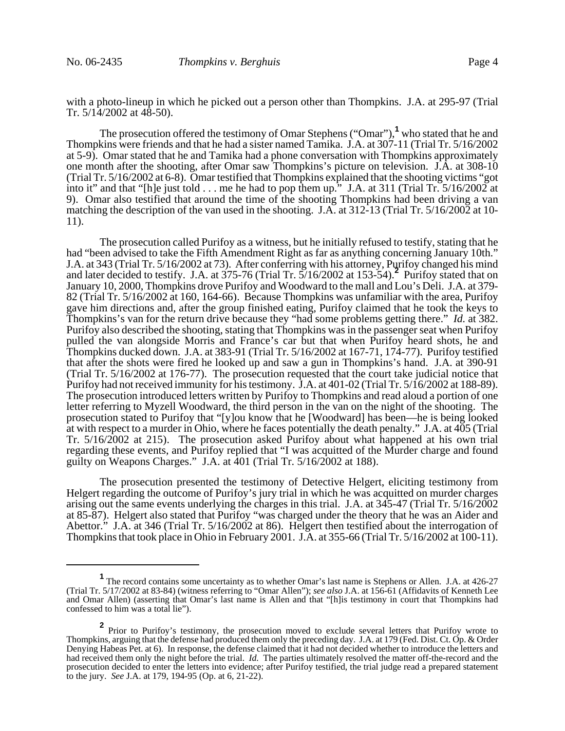with a photo-lineup in which he picked out a person other than Thompkins. J.A. at 295-97 (Trial Tr. 5/14/2002 at 48-50).

The prosecution offered the testimony of Omar Stephens ("Omar"),[1] who stated that he and Thompkins were friends and that he had a sister named Tamika. J.A. at 307-11 (Trial Tr. 5/16/2002 at 5-9). Omar stated that he and Tamika had a phone conversation with Thompkins approximately one month after the shooting, after Omar saw Thompkins's picture on television. J.A. at 308-10 (Trial Tr. 5/16/2002 at 6-8). Omar testified that Thompkins explained that the shooting victims "got into it" and that "[h]e just told . . . me he had to pop them up." J.A. at 311 (Trial Tr. 5/16/2002 at 9). Omar also testified that around the time of the shooting Thompkins had been driving a van matching the description of the van used in the shooting. J.A. at 312-13 (Trial Tr. 5/16/2002 at 10-11).

The prosecution called Purifoy as a witness, but he initially refused to testify, stating that he had "been advised to take the Fifth Amendment Right as far as anything concerning January 10th." J.A. at 343 (Trial Tr. 5/16/2002 at 73). After conferring with his attorney, Purifoy changed his mind and later decided to testify. J.A. at 375-76 (Trial Tr. 5/16/2002 at 153-54).[2] Purifoy stated that on January 10, 2000, Thompkins drove Purifoy and Woodward to the mall and Lou's Deli. J.A. at 379-82 (Trial Tr. 5/16/2002 at 160, 164-66). Because Thompkins was unfamiliar with the area, Purifoy gave him directions and, after the group finished eating, Purifoy claimed that he took the keys to Thompkins's van for the return drive because they "had some problems getting there." *Id.* at 382. Purifoy also described the shooting, stating that Thompkins was in the passenger seat when Purifoy pulled the van alongside Morris and France's car but that when Purifoy heard shots, he and Thompkins ducked down. J.A. at 383-91 (Trial Tr. 5/16/2002 at 167-71, 174-77). Purifoy testified that after the shots were fired he looked up and saw a gun in Thompkins's hand. J.A. at 390-91 (Trial Tr. 5/16/2002 at 176-77). The prosecution requested that the court take judicial notice that Purifoy had not received immunity for his testimony. J.A. at 401-02 (Trial Tr. 5/16/2002 at 188-89). The prosecution introduced letters written by Purifoy to Thompkins and read aloud a portion of one letter referring to Myzell Woodward, the third person in the van on the night of the shooting. The prosecution stated to Purifoy that "[y]ou know that he [Woodward] has been—he is being looked at with respect to a murder in Ohio, where he faces potentially the death penalty." J.A. at 405 (Trial Tr. 5/16/2002 at 215). The prosecution asked Purifoy about what happened at his own trial regarding these events, and Purifoy replied that "I was acquitted of the Murder charge and found guilty on Weapons Charges." J.A. at 401 (Trial Tr. 5/16/2002 at 188).

The prosecution presented the testimony of Detective Helgert, eliciting testimony from Helgert regarding the outcome of Purifoy's jury trial in which he was acquitted on murder charges arising out the same events underlying the charges in this trial. J.A. at 345-47 (Trial Tr. 5/16/2002 at 85-87). Helgert also stated that Purifoy "was charged under the theory that he was an Aider and Abettor." J.A. at 346 (Trial Tr. 5/16/2002 at 86). Helgert then testified about the interrogation of Thompkins that took place in Ohio in February 2001. J.A. at 355-66 (Trial Tr. 5/16/2002 at 100-11).

---

[1] The record contains some uncertainty as to whether Omar's last name is Stephens or Allen. J.A. at 426-27 (Trial Tr. 5/17/2002 at 83-84) (witness referring to "Omar Allen"); *see also* J.A. at 156-61 (Affidavits of Kenneth Lee and Omar Allen) (asserting that Omar's last name is Allen and that "[h]is testimony in court that Thompkins had confessed to him was a total lie").

[2] Prior to Purifoy's testimony, the prosecution moved to exclude several letters that Purifoy wrote to Thompkins, arguing that the defense had produced them only the preceding day. J.A. at 179 (Fed. Dist. Ct. Op. & Order Denying Habeas Pet. at 6). In response, the defense claimed that it had not decided whether to introduce the letters and had received them only the night before the trial. *Id.* The parties ultimately resolved the matter off-the-record and the prosecution decided to enter the letters into evidence; after Purifoy testified, the trial judge read a prepared statement to the jury. *See* J.A. at 179, 194-95 (Op. at 6, 21-22).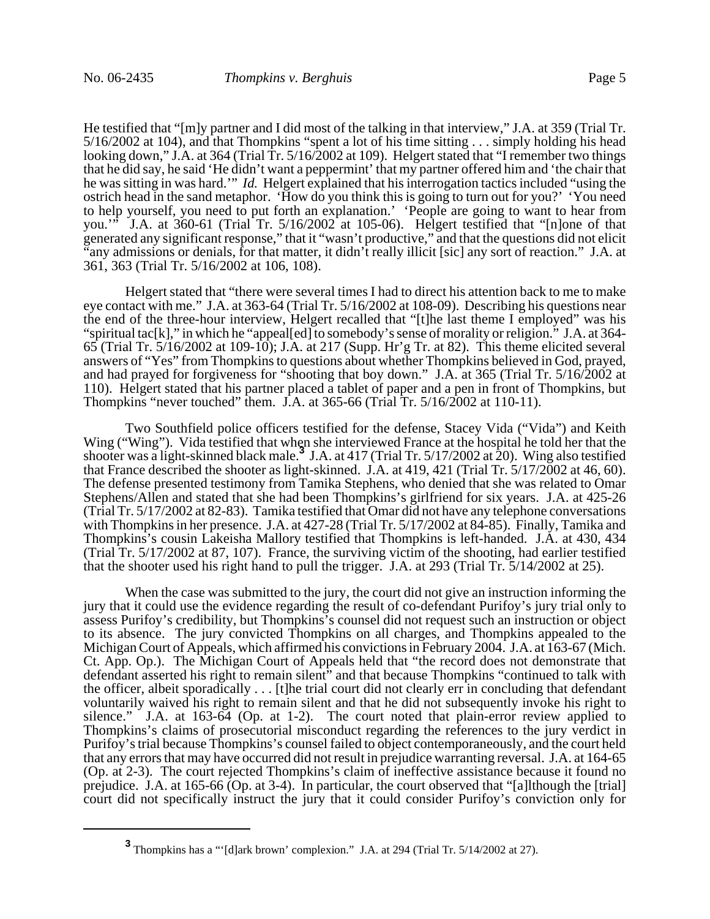He testified that "[m]y partner and I did most of the talking in that interview," J.A. at 359 (Trial Tr. 5/16/2002 at 104), and that Thompkins "spent a lot of his time sitting . . . simply holding his head looking down," J.A. at 364 (Trial Tr. 5/16/2002 at 109). Helgert stated that "I remember two things that he did say, he said 'He didn't want a peppermint' that my partner offered him and 'the chair that he was sitting in was hard.'" *Id.* Helgert explained that his interrogation tactics included "using the ostrich head in the sand metaphor. 'How do you think this is going to turn out for you?' 'You need to help yourself, you need to put forth an explanation.' 'People are going to want to hear from you.'" J.A. at 360-61 (Trial Tr. 5/16/2002 at 105-06). Helgert testified that "[n]one of that generated any significant response," that it "wasn't productive," and that the questions did not elicit "any admissions or denials, for that matter, it didn't really illicit [sic] any sort of reaction." J.A. at 361, 363 (Trial Tr. 5/16/2002 at 106, 108).

Helgert stated that "there were several times I had to direct his attention back to me to make eye contact with me." J.A. at 363-64 (Trial Tr. 5/16/2002 at 108-09). Describing his questions near the end of the three-hour interview, Helgert recalled that "[t]he last theme I employed" was his "spiritual tac[k]," in which he "appeal[ed] to somebody's sense of morality or religion." J.A. at 364-65 (Trial Tr. 5/16/2002 at 109-10); J.A. at 217 (Supp. Hr'g Tr. at 82). This theme elicited several answers of "Yes" from Thompkins to questions about whether Thompkins believed in God, prayed, and had prayed for forgiveness for "shooting that boy down." J.A. at 365 (Trial Tr. 5/16/2002 at 110). Helgert stated that his partner placed a tablet of paper and a pen in front of Thompkins, but Thompkins "never touched" them. J.A. at 365-66 (Trial Tr. 5/16/2002 at 110-11).

Two Southfield police officers testified for the defense, Stacey Vida ("Vida") and Keith Wing ("Wing"). Vida testified that when she interviewed France at the hospital he told her that the shooter was a light-skinned black male.[3] J.A. at 417 (Trial Tr. 5/17/2002 at 20). Wing also testified that France described the shooter as light-skinned. J.A. at 419, 421 (Trial Tr. 5/17/2002 at 46, 60). The defense presented testimony from Tamika Stephens, who denied that she was related to Omar Stephens/Allen and stated that she had been Thompkins's girlfriend for six years. J.A. at 425-26 (Trial Tr. 5/17/2002 at 82-83). Tamika testified that Omar did not have any telephone conversations with Thompkins in her presence. J.A. at 427-28 (Trial Tr. 5/17/2002 at 84-85). Finally, Tamika and Thompkins's cousin Lakeisha Mallory testified that Thompkins is left-handed. J.A. at 430, 434 (Trial Tr. 5/17/2002 at 87, 107). France, the surviving victim of the shooting, had earlier testified that the shooter used his right hand to pull the trigger. J.A. at 293 (Trial Tr. 5/14/2002 at 25).

When the case was submitted to the jury, the court did not give an instruction informing the jury that it could use the evidence regarding the result of co-defendant Purifoy's jury trial only to assess Purifoy's credibility, but Thompkins's counsel did not request such an instruction or object to its absence. The jury convicted Thompkins on all charges, and Thompkins appealed to the Michigan Court of Appeals, which affirmed his convictions in February 2004. J.A. at 163-67 (Mich. Ct. App. Op.). The Michigan Court of Appeals held that "the record does not demonstrate that defendant asserted his right to remain silent" and that because Thompkins "continued to talk with the officer, albeit sporadically . . . [t]he trial court did not clearly err in concluding that defendant voluntarily waived his right to remain silent and that he did not subsequently invoke his right to silence." J.A. at 163-64 (Op. at 1-2). The court noted that plain-error review applied to Thompkins's claims of prosecutorial misconduct regarding the references to the jury verdict in Purifoy's trial because Thompkins's counsel failed to object contemporaneously, and the court held that any errors that may have occurred did not result in prejudice warranting reversal. J.A. at 164-65 (Op. at 2-3). The court rejected Thompkins's claim of ineffective assistance because it found no prejudice. J.A. at 165-66 (Op. at 3-4). In particular, the court observed that "[a]lthough the [trial] court did not specifically instruct the jury that it could consider Purifoy's conviction only for

[3] Thompkins has a "'[d]ark brown' complexion." J.A. at 294 (Trial Tr. 5/14/2002 at 27).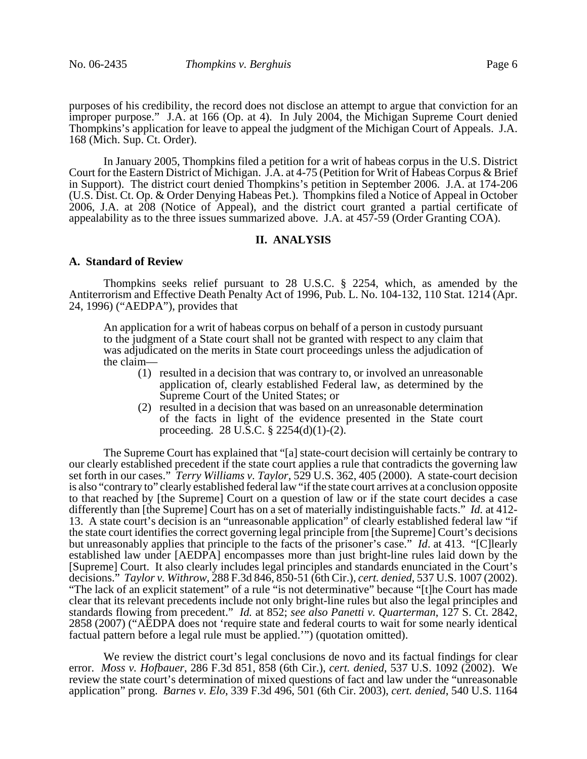purposes of his credibility, the record does not disclose an attempt to argue that conviction for an improper purpose." J.A. at 166 (Op. at 4). In July 2004, the Michigan Supreme Court denied Thompkins's application for leave to appeal the judgment of the Michigan Court of Appeals. J.A. 168 (Mich. Sup. Ct. Order).

In January 2005, Thompkins filed a petition for a writ of habeas corpus in the U.S. District Court for the Eastern District of Michigan. J.A. at 4-75 (Petition for Writ of Habeas Corpus & Brief in Support). The district court denied Thompkins's petition in September 2006. J.A. at 174-206 (U.S. Dist. Ct. Op. & Order Denying Habeas Pet.). Thompkins filed a Notice of Appeal in October 2006, J.A. at 208 (Notice of Appeal), and the district court granted a partial certificate of appealability as to the three issues summarized above. J.A. at 457-59 (Order Granting COA).

## II. ANALYSIS

### A. Standard of Review

Thompkins seeks relief pursuant to 28 U.S.C. § 2254, which, as amended by the Antiterrorism and Effective Death Penalty Act of 1996, Pub. L. No. 104-132, 110 Stat. 1214 (Apr. 24, 1996) ("AEDPA"), provides that

> An application for a writ of habeas corpus on behalf of a person in custody pursuant to the judgment of a State court shall not be granted with respect to any claim that was adjudicated on the merits in State court proceedings unless the adjudication of the claim—
>
> (1) resulted in a decision that was contrary to, or involved an unreasonable application of, clearly established Federal law, as determined by the Supreme Court of the United States; or
>
> (2) resulted in a decision that was based on an unreasonable determination of the facts in light of the evidence presented in the State court proceeding. 28 U.S.C. § 2254(d)(1)-(2).

The Supreme Court has explained that "[a] state-court decision will certainly be contrary to our clearly established precedent if the state court applies a rule that contradicts the governing law set forth in our cases." *Terry Williams v. Taylor*, 529 U.S. 362, 405 (2000). A state-court decision is also "contrary to" clearly established federal law "if the state court arrives at a conclusion opposite to that reached by [the Supreme] Court on a question of law or if the state court decides a case differently than [the Supreme] Court has on a set of materially indistinguishable facts." *Id.* at 412-13. A state court's decision is an "unreasonable application" of clearly established federal law "if the state court identifies the correct governing legal principle from [the Supreme] Court's decisions but unreasonably applies that principle to the facts of the prisoner's case." *Id*. at 413. "[C]learly established law under [AEDPA] encompasses more than just bright-line rules laid down by the [Supreme] Court. It also clearly includes legal principles and standards enunciated in the Court's decisions." *Taylor v. Withrow*, 288 F.3d 846, 850-51 (6th Cir.), *cert. denied*, 537 U.S. 1007 (2002). "The lack of an explicit statement" of a rule "is not determinative" because "[t]he Court has made clear that its relevant precedents include not only bright-line rules but also the legal principles and standards flowing from precedent." *Id.* at 852; *see also Panetti v. Quarterman*, 127 S. Ct. 2842, 2858 (2007) ("AEDPA does not 'require state and federal courts to wait for some nearly identical factual pattern before a legal rule must be applied.'") (quotation omitted).

We review the district court's legal conclusions de novo and its factual findings for clear error. *Moss v. Hofbauer*, 286 F.3d 851, 858 (6th Cir.), *cert. denied*, 537 U.S. 1092 (2002). We review the state court's determination of mixed questions of fact and law under the "unreasonable application" prong. *Barnes v. Elo*, 339 F.3d 496, 501 (6th Cir. 2003), *cert. denied*, 540 U.S. 1164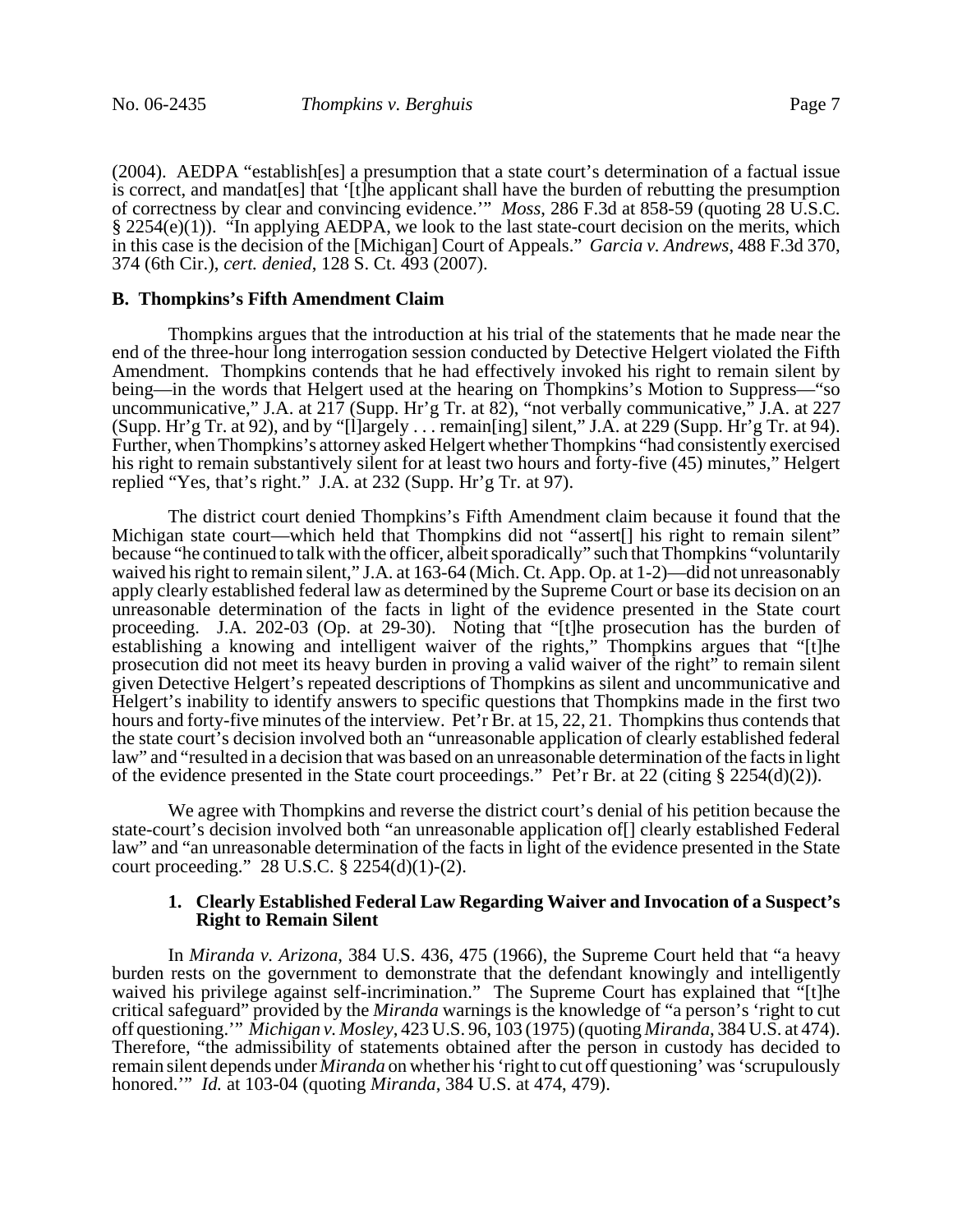(2004). AEDPA "establish[es] a presumption that a state court's determination of a factual issue is correct, and mandat[es] that '[t]he applicant shall have the burden of rebutting the presumption of correctness by clear and convincing evidence.'" *Moss*, 286 F.3d at 858-59 (quoting 28 U.S.C. § 2254(e)(1)). "In applying AEDPA, we look to the last state-court decision on the merits, which in this case is the decision of the [Michigan] Court of Appeals." *Garcia v. Andrews*, 488 F.3d 370, 374 (6th Cir.), *cert. denied*, 128 S. Ct. 493 (2007).

**B. Thompkins's Fifth Amendment Claim**

Thompkins argues that the introduction at his trial of the statements that he made near the end of the three-hour long interrogation session conducted by Detective Helgert violated the Fifth Amendment. Thompkins contends that he had effectively invoked his right to remain silent by being—in the words that Helgert used at the hearing on Thompkins's Motion to Suppress—"so uncommunicative," J.A. at 217 (Supp. Hr'g Tr. at 82), "not verbally communicative," J.A. at 227 (Supp. Hr'g Tr. at 92), and by "[l]argely . . . remain[ing] silent," J.A. at 229 (Supp. Hr'g Tr. at 94). Further, when Thompkins's attorney asked Helgert whether Thompkins "had consistently exercised his right to remain substantively silent for at least two hours and forty-five (45) minutes," Helgert replied "Yes, that's right." J.A. at 232 (Supp. Hr'g Tr. at 97).

The district court denied Thompkins's Fifth Amendment claim because it found that the Michigan state court—which held that Thompkins did not "assert[] his right to remain silent" because "he continued to talk with the officer, albeit sporadically" such that Thompkins "voluntarily waived his right to remain silent," J.A. at 163-64 (Mich. Ct. App. Op. at 1-2)—did not unreasonably apply clearly established federal law as determined by the Supreme Court or base its decision on an unreasonable determination of the facts in light of the evidence presented in the State court proceeding. J.A. 202-03 (Op. at 29-30). Noting that "[t]he prosecution has the burden of establishing a knowing and intelligent waiver of the rights," Thompkins argues that "[t]he prosecution did not meet its heavy burden in proving a valid waiver of the right" to remain silent given Detective Helgert's repeated descriptions of Thompkins as silent and uncommunicative and Helgert's inability to identify answers to specific questions that Thompkins made in the first two hours and forty-five minutes of the interview. Pet'r Br. at 15, 22, 21. Thompkins thus contends that the state court's decision involved both an "unreasonable application of clearly established federal law" and "resulted in a decision that was based on an unreasonable determination of the facts in light of the evidence presented in the State court proceedings." Pet'r Br. at 22 (citing § 2254(d)(2)).

We agree with Thompkins and reverse the district court's denial of his petition because the state-court's decision involved both "an unreasonable application of[] clearly established Federal law" and "an unreasonable determination of the facts in light of the evidence presented in the State court proceeding." 28 U.S.C. § 2254(d)(1)-(2).

**1. Clearly Established Federal Law Regarding Waiver and Invocation of a Suspect's Right to Remain Silent**

In *Miranda v. Arizona*, 384 U.S. 436, 475 (1966), the Supreme Court held that "a heavy burden rests on the government to demonstrate that the defendant knowingly and intelligently waived his privilege against self-incrimination." The Supreme Court has explained that "[t]he critical safeguard" provided by the *Miranda* warnings is the knowledge of "a person's 'right to cut off questioning.'" *Michigan v. Mosley*, 423 U.S. 96, 103 (1975) (quoting *Miranda*, 384 U.S. at 474). Therefore, "the admissibility of statements obtained after the person in custody has decided to remain silent depends under *Miranda* on whether his 'right to cut off questioning' was 'scrupulously honored.'" *Id.* at 103-04 (quoting *Miranda*, 384 U.S. at 474, 479).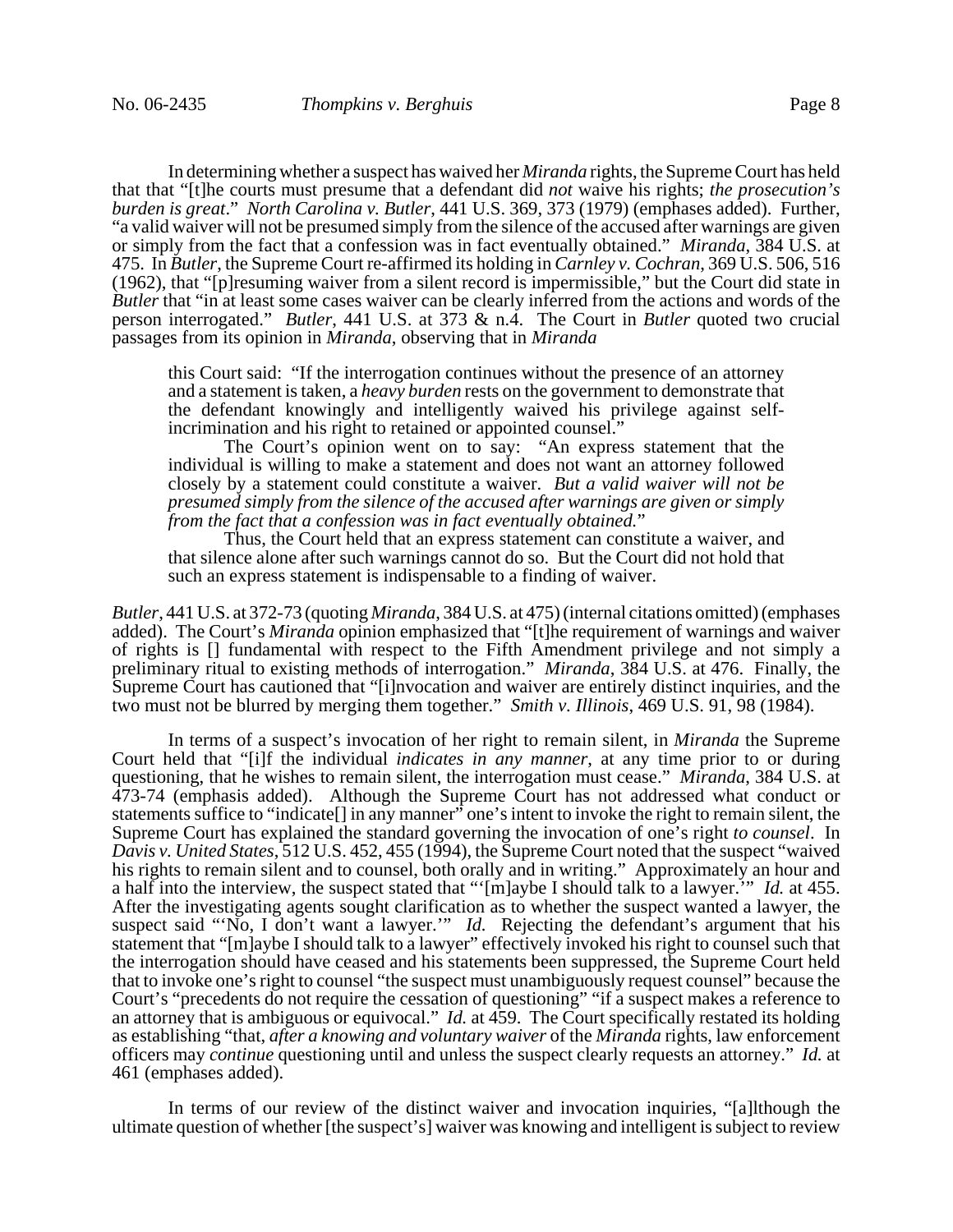In determining whether a suspect has waived her *Miranda* rights, the Supreme Court has held that that "[t]he courts must presume that a defendant did *not* waive his rights; *the prosecution's burden is great*." *North Carolina v. Butler*, 441 U.S. 369, 373 (1979) (emphases added). Further, "a valid waiver will not be presumed simply from the silence of the accused after warnings are given or simply from the fact that a confession was in fact eventually obtained." *Miranda*, 384 U.S. at 475. In *Butler*, the Supreme Court re-affirmed its holding in *Carnley v. Cochran*, 369 U.S. 506, 516 (1962), that "[p]resuming waiver from a silent record is impermissible," but the Court did state in *Butler* that "in at least some cases waiver can be clearly inferred from the actions and words of the person interrogated." *Butler*, 441 U.S. at 373 & n.4. The Court in *Butler* quoted two crucial passages from its opinion in *Miranda*, observing that in *Miranda*

> this Court said: "If the interrogation continues without the presence of an attorney and a statement is taken, a *heavy burden* rests on the government to demonstrate that the defendant knowingly and intelligently waived his privilege against self-incrimination and his right to retained or appointed counsel."
>
> The Court's opinion went on to say: "An express statement that the individual is willing to make a statement and does not want an attorney followed closely by a statement could constitute a waiver. *But a valid waiver will not be presumed simply from the silence of the accused after warnings are given or simply from the fact that a confession was in fact eventually obtained.*"
>
> Thus, the Court held that an express statement can constitute a waiver, and that silence alone after such warnings cannot do so. But the Court did not hold that such an express statement is indispensable to a finding of waiver.

*Butler*, 441 U.S. at 372-73 (quoting *Miranda*, 384 U.S. at 475) (internal citations omitted) (emphases added). The Court's *Miranda* opinion emphasized that "[t]he requirement of warnings and waiver of rights is [] fundamental with respect to the Fifth Amendment privilege and not simply a preliminary ritual to existing methods of interrogation." *Miranda*, 384 U.S. at 476. Finally, the Supreme Court has cautioned that "[i]nvocation and waiver are entirely distinct inquiries, and the two must not be blurred by merging them together." *Smith v. Illinois*, 469 U.S. 91, 98 (1984).

In terms of a suspect's invocation of her right to remain silent, in *Miranda* the Supreme Court held that "[i]f the individual *indicates in any manner*, at any time prior to or during questioning, that he wishes to remain silent, the interrogation must cease." *Miranda*, 384 U.S. at 473-74 (emphasis added). Although the Supreme Court has not addressed what conduct or statements suffice to "indicate[] in any manner" one's intent to invoke the right to remain silent, the Supreme Court has explained the standard governing the invocation of one's right *to counsel*. In *Davis v. United States*, 512 U.S. 452, 455 (1994), the Supreme Court noted that the suspect "waived his rights to remain silent and to counsel, both orally and in writing." Approximately an hour and a half into the interview, the suspect stated that "'[m]aybe I should talk to a lawyer.'" *Id.* at 455. After the investigating agents sought clarification as to whether the suspect wanted a lawyer, the suspect said "'No, I don't want a lawyer.'" *Id.* Rejecting the defendant's argument that his statement that "[m]aybe I should talk to a lawyer" effectively invoked his right to counsel such that the interrogation should have ceased and his statements been suppressed, the Supreme Court held that to invoke one's right to counsel "the suspect must unambiguously request counsel" because the Court's "precedents do not require the cessation of questioning" "if a suspect makes a reference to an attorney that is ambiguous or equivocal." *Id.* at 459. The Court specifically restated its holding as establishing "that, *after a knowing and voluntary waiver* of the *Miranda* rights, law enforcement officers may *continue* questioning until and unless the suspect clearly requests an attorney." *Id.* at 461 (emphases added).

In terms of our review of the distinct waiver and invocation inquiries, "[a]lthough the ultimate question of whether [the suspect's] waiver was knowing and intelligent is subject to review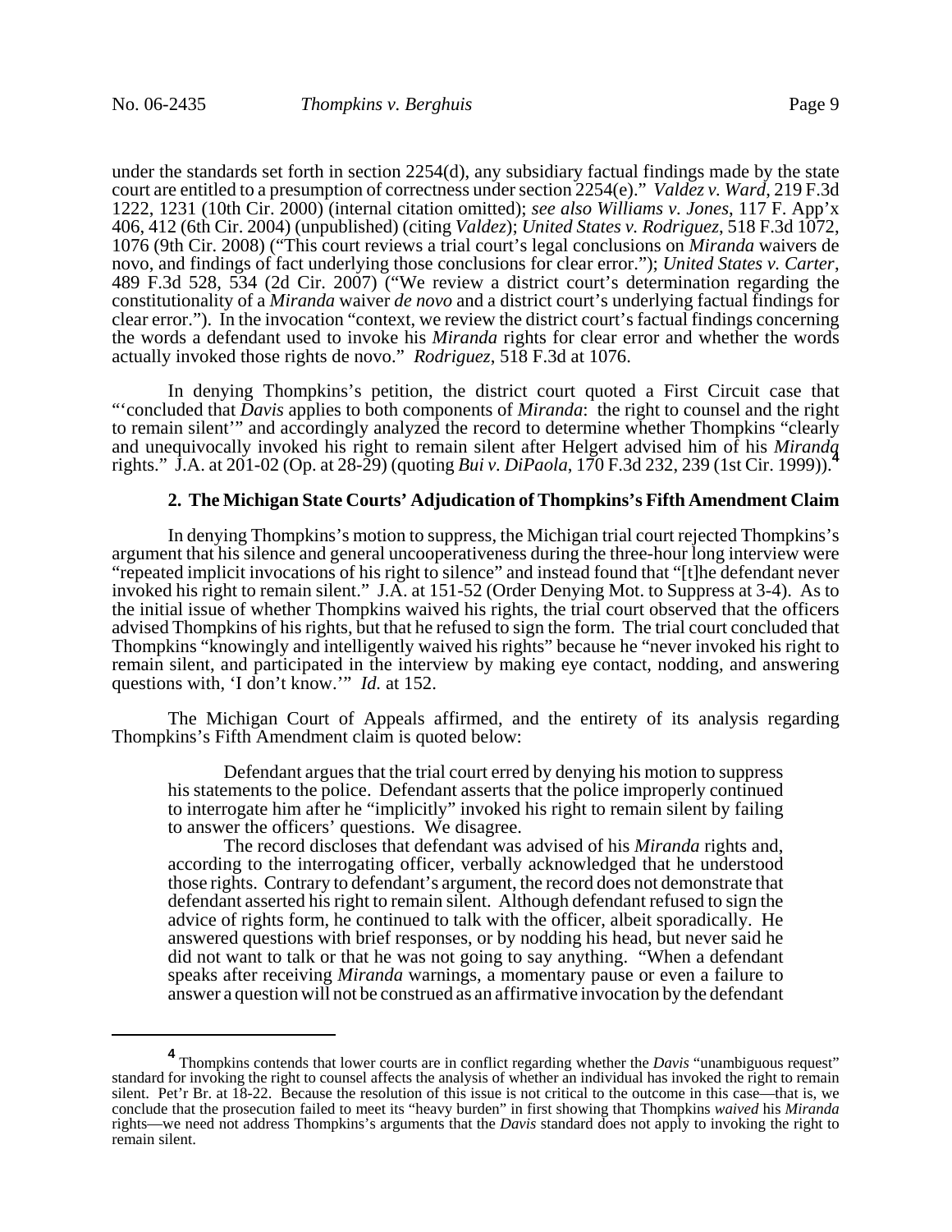under the standards set forth in section 2254(d), any subsidiary factual findings made by the state court are entitled to a presumption of correctness under section 2254(e)." *Valdez v. Ward*, 219 F.3d 1222, 1231 (10th Cir. 2000) (internal citation omitted); *see also Williams v. Jones*, 117 F. App'x 406, 412 (6th Cir. 2004) (unpublished) (citing *Valdez*); *United States v. Rodriguez*, 518 F.3d 1072, 1076 (9th Cir. 2008) ("This court reviews a trial court's legal conclusions on *Miranda* waivers de novo, and findings of fact underlying those conclusions for clear error."); *United States v. Carter*, 489 F.3d 528, 534 (2d Cir. 2007) ("We review a district court's determination regarding the constitutionality of a *Miranda* waiver *de novo* and a district court's underlying factual findings for clear error."). In the invocation "context, we review the district court's factual findings concerning the words a defendant used to invoke his *Miranda* rights for clear error and whether the words actually invoked those rights de novo." *Rodriguez*, 518 F.3d at 1076.

In denying Thompkins's petition, the district court quoted a First Circuit case that "'concluded that *Davis* applies to both components of *Miranda*: the right to counsel and the right to remain silent'" and accordingly analyzed the record to determine whether Thompkins "clearly and unequivocally invoked his right to remain silent after Helgert advised him of his *Miranda* rights." J.A. at 201-02 (Op. at 28-29) (quoting *Bui v. DiPaola*, 170 F.3d 232, 239 (1st Cir. 1999)).[4]

### 2. The Michigan State Courts' Adjudication of Thompkins's Fifth Amendment Claim

In denying Thompkins's motion to suppress, the Michigan trial court rejected Thompkins's argument that his silence and general uncooperativeness during the three-hour long interview were "repeated implicit invocations of his right to silence" and instead found that "[t]he defendant never invoked his right to remain silent." J.A. at 151-52 (Order Denying Mot. to Suppress at 3-4). As to the initial issue of whether Thompkins waived his rights, the trial court observed that the officers advised Thompkins of his rights, but that he refused to sign the form. The trial court concluded that Thompkins "knowingly and intelligently waived his rights" because he "never invoked his right to remain silent, and participated in the interview by making eye contact, nodding, and answering questions with, 'I don't know.'" *Id.* at 152.

The Michigan Court of Appeals affirmed, and the entirety of its analysis regarding Thompkins's Fifth Amendment claim is quoted below:

> Defendant argues that the trial court erred by denying his motion to suppress his statements to the police. Defendant asserts that the police improperly continued to interrogate him after he "implicitly" invoked his right to remain silent by failing to answer the officers' questions. We disagree.
>
> The record discloses that defendant was advised of his *Miranda* rights and, according to the interrogating officer, verbally acknowledged that he understood those rights. Contrary to defendant's argument, the record does not demonstrate that defendant asserted his right to remain silent. Although defendant refused to sign the advice of rights form, he continued to talk with the officer, albeit sporadically. He answered questions with brief responses, or by nodding his head, but never said he did not want to talk or that he was not going to say anything. "When a defendant speaks after receiving *Miranda* warnings, a momentary pause or even a failure to answer a question will not be construed as an affirmative invocation by the defendant

---

[4] Thompkins contends that lower courts are in conflict regarding whether the *Davis* "unambiguous request" standard for invoking the right to counsel affects the analysis of whether an individual has invoked the right to remain silent. Pet'r Br. at 18-22. Because the resolution of this issue is not critical to the outcome in this case—that is, we conclude that the prosecution failed to meet its "heavy burden" in first showing that Thompkins *waived* his *Miranda* rights—we need not address Thompkins's arguments that the *Davis* standard does not apply to invoking the right to remain silent.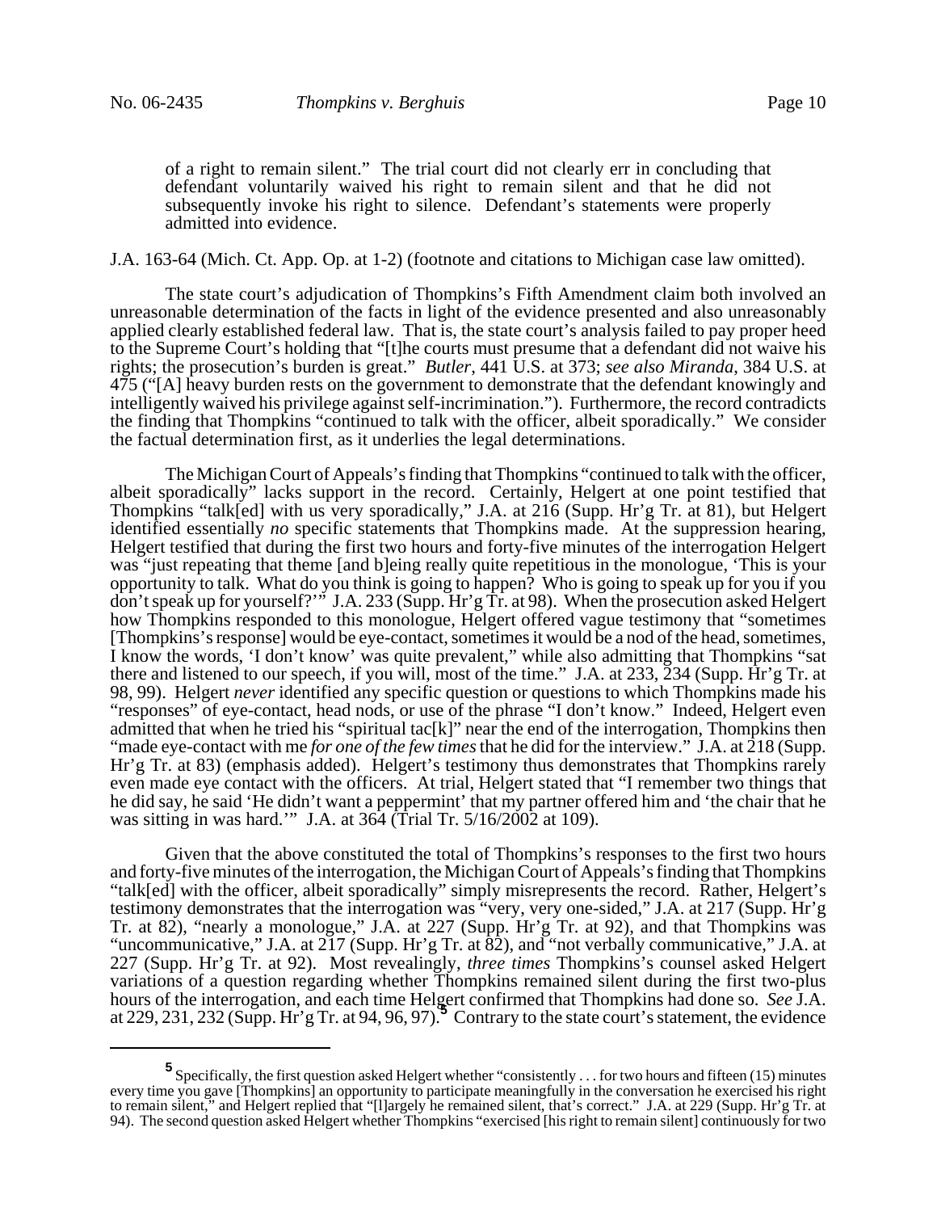> of a right to remain silent." The trial court did not clearly err in concluding that defendant voluntarily waived his right to remain silent and that he did not subsequently invoke his right to silence. Defendant's statements were properly admitted into evidence.

J.A. 163-64 (Mich. Ct. App. Op. at 1-2) (footnote and citations to Michigan case law omitted).

The state court's adjudication of Thompkins's Fifth Amendment claim both involved an unreasonable determination of the facts in light of the evidence presented and also unreasonably applied clearly established federal law. That is, the state court's analysis failed to pay proper heed to the Supreme Court's holding that "[t]he courts must presume that a defendant did not waive his rights; the prosecution's burden is great." *Butler*, 441 U.S. at 373; *see also Miranda*, 384 U.S. at 475 ("[A] heavy burden rests on the government to demonstrate that the defendant knowingly and intelligently waived his privilege against self-incrimination."). Furthermore, the record contradicts the finding that Thompkins "continued to talk with the officer, albeit sporadically." We consider the factual determination first, as it underlies the legal determinations.

The Michigan Court of Appeals's finding that Thompkins "continued to talk with the officer, albeit sporadically" lacks support in the record. Certainly, Helgert at one point testified that Thompkins "talk[ed] with us very sporadically," J.A. at 216 (Supp. Hr'g Tr. at 81), but Helgert identified essentially *no* specific statements that Thompkins made. At the suppression hearing, Helgert testified that during the first two hours and forty-five minutes of the interrogation Helgert was "just repeating that theme [and b]eing really quite repetitious in the monologue, 'This is your opportunity to talk. What do you think is going to happen? Who is going to speak up for you if you don't speak up for yourself?'" J.A. 233 (Supp. Hr'g Tr. at 98). When the prosecution asked Helgert how Thompkins responded to this monologue, Helgert offered vague testimony that "sometimes [Thompkins's response] would be eye-contact, sometimes it would be a nod of the head, sometimes, I know the words, 'I don't know' was quite prevalent," while also admitting that Thompkins "sat there and listened to our speech, if you will, most of the time." J.A. at 233, 234 (Supp. Hr'g Tr. at 98, 99). Helgert *never* identified any specific question or questions to which Thompkins made his "responses" of eye-contact, head nods, or use of the phrase "I don't know." Indeed, Helgert even admitted that when he tried his "spiritual tac[k]" near the end of the interrogation, Thompkins then "made eye-contact with me *for one of the few times* that he did for the interview." J.A. at 218 (Supp. Hr'g Tr. at 83) (emphasis added). Helgert's testimony thus demonstrates that Thompkins rarely even made eye contact with the officers. At trial, Helgert stated that "I remember two things that he did say, he said 'He didn't want a peppermint' that my partner offered him and 'the chair that he was sitting in was hard.'" J.A. at 364 (Trial Tr. 5/16/2002 at 109).

Given that the above constituted the total of Thompkins's responses to the first two hours and forty-five minutes of the interrogation, the Michigan Court of Appeals's finding that Thompkins "talk[ed] with the officer, albeit sporadically" simply misrepresents the record. Rather, Helgert's testimony demonstrates that the interrogation was "very, very one-sided," J.A. at 217 (Supp. Hr'g Tr. at 82), "nearly a monologue," J.A. at 227 (Supp. Hr'g Tr. at 92), and that Thompkins was "uncommunicative," J.A. at 217 (Supp. Hr'g Tr. at 82), and "not verbally communicative," J.A. at 227 (Supp. Hr'g Tr. at 92). Most revealingly, *three times* Thompkins's counsel asked Helgert variations of a question regarding whether Thompkins remained silent during the first two-plus hours of the interrogation, and each time Helgert confirmed that Thompkins had done so. *See* J.A. at 229, 231, 232 (Supp. Hr'g Tr. at 94, 96, 97).[5] Contrary to the state court's statement, the evidence

---

[5] Specifically, the first question asked Helgert whether "consistently . . . for two hours and fifteen (15) minutes every time you gave [Thompkins] an opportunity to participate meaningfully in the conversation he exercised his right to remain silent," and Helgert replied that "[l]argely he remained silent, that's correct." J.A. at 229 (Supp. Hr'g Tr. at 94). The second question asked Helgert whether Thompkins "exercised [his right to remain silent] continuously for two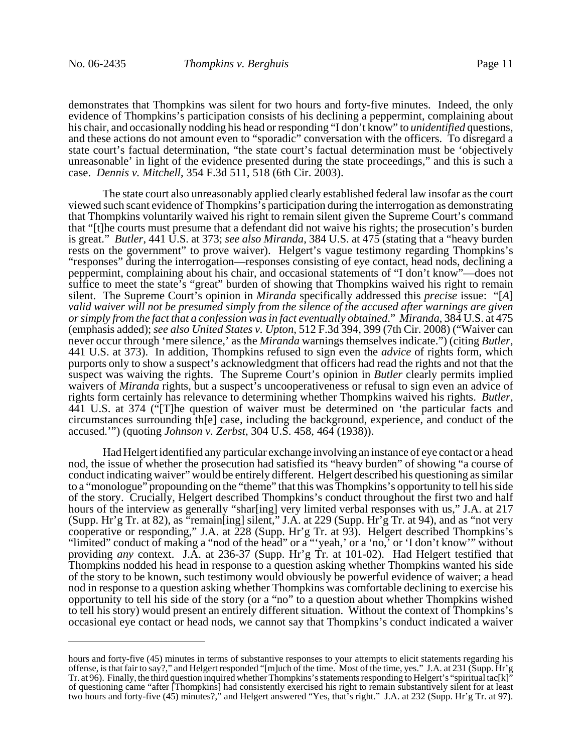demonstrates that Thompkins was silent for two hours and forty-five minutes. Indeed, the only evidence of Thompkins's participation consists of his declining a peppermint, complaining about his chair, and occasionally nodding his head or responding "I don't know" to *unidentified* questions, and these actions do not amount even to "sporadic" conversation with the officers. To disregard a state court's factual determination, "the state court's factual determination must be 'objectively unreasonable' in light of the evidence presented during the state proceedings," and this is such a case. *Dennis v. Mitchell*, 354 F.3d 511, 518 (6th Cir. 2003).

The state court also unreasonably applied clearly established federal law insofar as the court viewed such scant evidence of Thompkins's participation during the interrogation as demonstrating that Thompkins voluntarily waived his right to remain silent given the Supreme Court's command that "[t]he courts must presume that a defendant did not waive his rights; the prosecution's burden is great." *Butler*, 441 U.S. at 373; *see also Miranda*, 384 U.S. at 475 (stating that a "heavy burden rests on the government" to prove waiver). Helgert's vague testimony regarding Thompkins's "responses" during the interrogation—responses consisting of eye contact, head nods, declining a peppermint, complaining about his chair, and occasional statements of "I don't know"—does not suffice to meet the state's "great" burden of showing that Thompkins waived his right to remain silent. The Supreme Court's opinion in *Miranda* specifically addressed this *precise* issue: "[*A*] *valid waiver will not be presumed simply from the silence of the accused after warnings are given or simply from the fact that a confession was in fact eventually obtained*." *Miranda*, 384 U.S. at 475 (emphasis added); *see also United States v. Upton*, 512 F.3d 394, 399 (7th Cir. 2008) ("Waiver can never occur through 'mere silence,' as the *Miranda* warnings themselves indicate.") (citing *Butler*, 441 U.S. at 373). In addition, Thompkins refused to sign even the *advice* of rights form, which purports only to show a suspect's acknowledgment that officers had read the rights and not that the suspect was waiving the rights. The Supreme Court's opinion in *Butler* clearly permits implied waivers of *Miranda* rights, but a suspect's uncooperativeness or refusal to sign even an advice of rights form certainly has relevance to determining whether Thompkins waived his rights. *Butler*, 441 U.S. at 374 ("[T]he question of waiver must be determined on 'the particular facts and circumstances surrounding th[e] case, including the background, experience, and conduct of the accused.'") (quoting *Johnson v. Zerbst*, 304 U.S. 458, 464 (1938)).

Had Helgert identified any particular exchange involving an instance of eye contact or a head nod, the issue of whether the prosecution had satisfied its "heavy burden" of showing "a course of conduct indicating waiver" would be entirely different. Helgert described his questioning as similar to a "monologue" propounding on the "theme" that this was Thompkins's opportunity to tell his side of the story. Crucially, Helgert described Thompkins's conduct throughout the first two and half hours of the interview as generally "shar[ing] very limited verbal responses with us," J.A. at 217 (Supp. Hr'g Tr. at 82), as "remain[ing] silent," J.A. at 229 (Supp. Hr'g Tr. at 94), and as "not very cooperative or responding," J.A. at 228 (Supp. Hr'g Tr. at 93). Helgert described Thompkins's "limited" conduct of making a "nod of the head" or a "'yeah,' or a 'no,' or 'I don't know'" without providing *any* context. J.A. at 236-37 (Supp. Hr'g Tr. at 101-02). Had Helgert testified that Thompkins nodded his head in response to a question asking whether Thompkins wanted his side of the story to be known, such testimony would obviously be powerful evidence of waiver; a head nod in response to a question asking whether Thompkins was comfortable declining to exercise his opportunity to tell his side of the story (or a "no" to a question about whether Thompkins wished to tell his story) would present an entirely different situation. Without the context of Thompkins's occasional eye contact or head nods, we cannot say that Thompkins's conduct indicated a waiver

---

hours and forty-five (45) minutes in terms of substantive responses to your attempts to elicit statements regarding his offense, is that fair to say?," and Helgert responded "[m]uch of the time. Most of the time, yes." J.A. at 231 (Supp. Hr'g Tr. at 96). Finally, the third question inquired whether Thompkins's statements responding to Helgert's "spiritual tac[k]" of questioning came "after [Thompkins] had consistently exercised his right to remain substantively silent for at least two hours and forty-five (45) minutes?," and Helgert answered "Yes, that's right." J.A. at 232 (Supp. Hr'g Tr. at 97).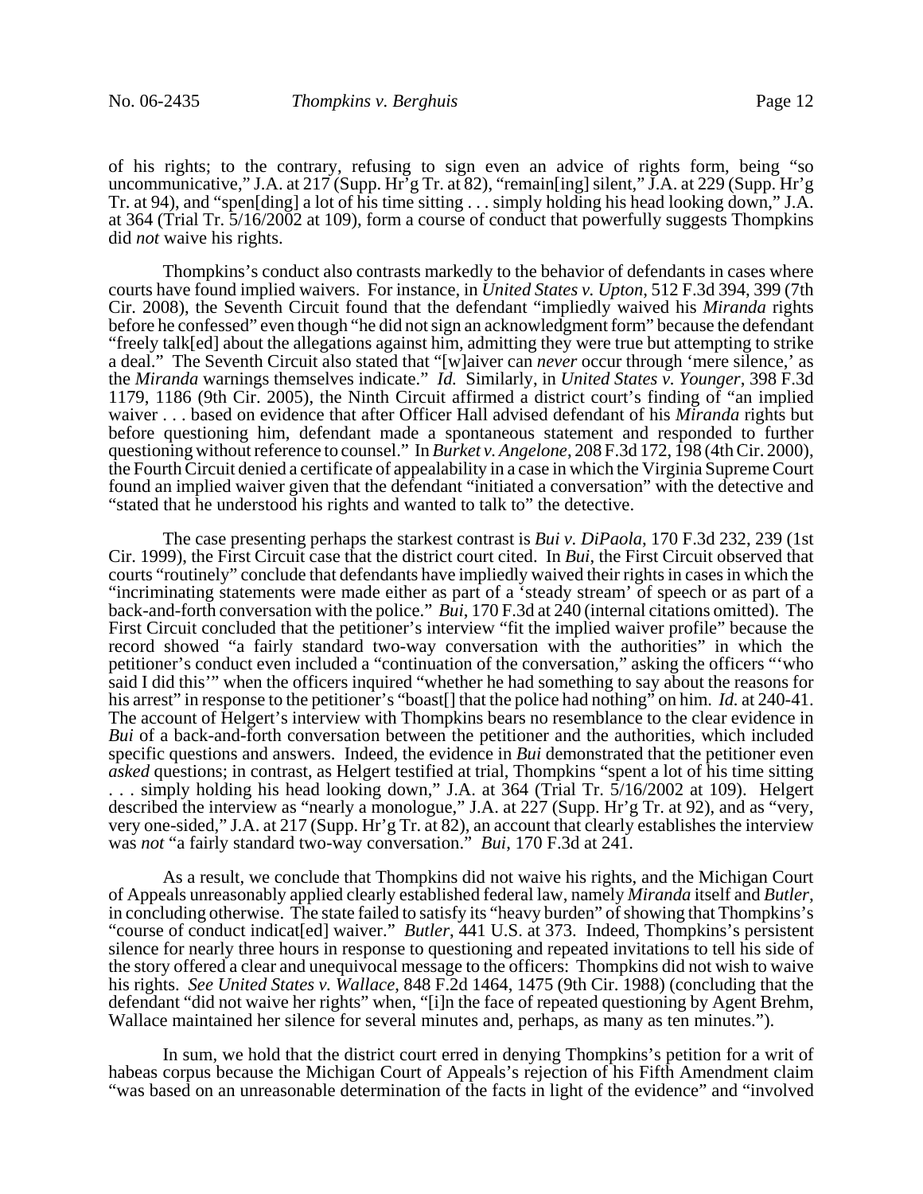of his rights; to the contrary, refusing to sign even an advice of rights form, being "so uncommunicative," J.A. at 217 (Supp. Hr'g Tr. at 82), "remain[ing] silent," J.A. at 229 (Supp. Hr'g Tr. at 94), and "spen[ding] a lot of his time sitting . . . simply holding his head looking down," J.A. at 364 (Trial Tr. 5/16/2002 at 109), form a course of conduct that powerfully suggests Thompkins did *not* waive his rights.

Thompkins's conduct also contrasts markedly to the behavior of defendants in cases where courts have found implied waivers. For instance, in *United States v. Upton*, 512 F.3d 394, 399 (7th Cir. 2008), the Seventh Circuit found that the defendant "impliedly waived his *Miranda* rights before he confessed" even though "he did not sign an acknowledgment form" because the defendant "freely talk[ed] about the allegations against him, admitting they were true but attempting to strike a deal." The Seventh Circuit also stated that "[w]aiver can *never* occur through 'mere silence,' as the *Miranda* warnings themselves indicate." *Id.* Similarly, in *United States v. Younger*, 398 F.3d 1179, 1186 (9th Cir. 2005), the Ninth Circuit affirmed a district court's finding of "an implied waiver . . . based on evidence that after Officer Hall advised defendant of his *Miranda* rights but before questioning him, defendant made a spontaneous statement and responded to further questioning without reference to counsel." In *Burket v. Angelone*, 208 F.3d 172, 198 (4th Cir. 2000), the Fourth Circuit denied a certificate of appealability in a case in which the Virginia Supreme Court found an implied waiver given that the defendant "initiated a conversation" with the detective and "stated that he understood his rights and wanted to talk to" the detective.

The case presenting perhaps the starkest contrast is *Bui v. DiPaola*, 170 F.3d 232, 239 (1st Cir. 1999), the First Circuit case that the district court cited. In *Bui*, the First Circuit observed that courts "routinely" conclude that defendants have impliedly waived their rights in cases in which the "incriminating statements were made either as part of a 'steady stream' of speech or as part of a back-and-forth conversation with the police." *Bui*, 170 F.3d at 240 (internal citations omitted). The First Circuit concluded that the petitioner's interview "fit the implied waiver profile" because the record showed "a fairly standard two-way conversation with the authorities" in which the petitioner's conduct even included a "continuation of the conversation," asking the officers "'who said I did this'" when the officers inquired "whether he had something to say about the reasons for his arrest" in response to the petitioner's "boast[] that the police had nothing" on him. *Id.* at 240-41. The account of Helgert's interview with Thompkins bears no resemblance to the clear evidence in *Bui* of a back-and-forth conversation between the petitioner and the authorities, which included specific questions and answers. Indeed, the evidence in *Bui* demonstrated that the petitioner even *asked* questions; in contrast, as Helgert testified at trial, Thompkins "spent a lot of his time sitting . . . simply holding his head looking down," J.A. at 364 (Trial Tr. 5/16/2002 at 109). Helgert described the interview as "nearly a monologue," J.A. at 227 (Supp. Hr'g Tr. at 92), and as "very, very one-sided," J.A. at 217 (Supp. Hr'g Tr. at 82), an account that clearly establishes the interview was *not* "a fairly standard two-way conversation." *Bui*, 170 F.3d at 241.

As a result, we conclude that Thompkins did not waive his rights, and the Michigan Court of Appeals unreasonably applied clearly established federal law, namely *Miranda* itself and *Butler*, in concluding otherwise. The state failed to satisfy its "heavy burden" of showing that Thompkins's "course of conduct indicat[ed] waiver." *Butler*, 441 U.S. at 373. Indeed, Thompkins's persistent silence for nearly three hours in response to questioning and repeated invitations to tell his side of the story offered a clear and unequivocal message to the officers: Thompkins did not wish to waive his rights. *See United States v. Wallace*, 848 F.2d 1464, 1475 (9th Cir. 1988) (concluding that the defendant "did not waive her rights" when, "[i]n the face of repeated questioning by Agent Brehm, Wallace maintained her silence for several minutes and, perhaps, as many as ten minutes.").

In sum, we hold that the district court erred in denying Thompkins's petition for a writ of habeas corpus because the Michigan Court of Appeals's rejection of his Fifth Amendment claim "was based on an unreasonable determination of the facts in light of the evidence" and "involved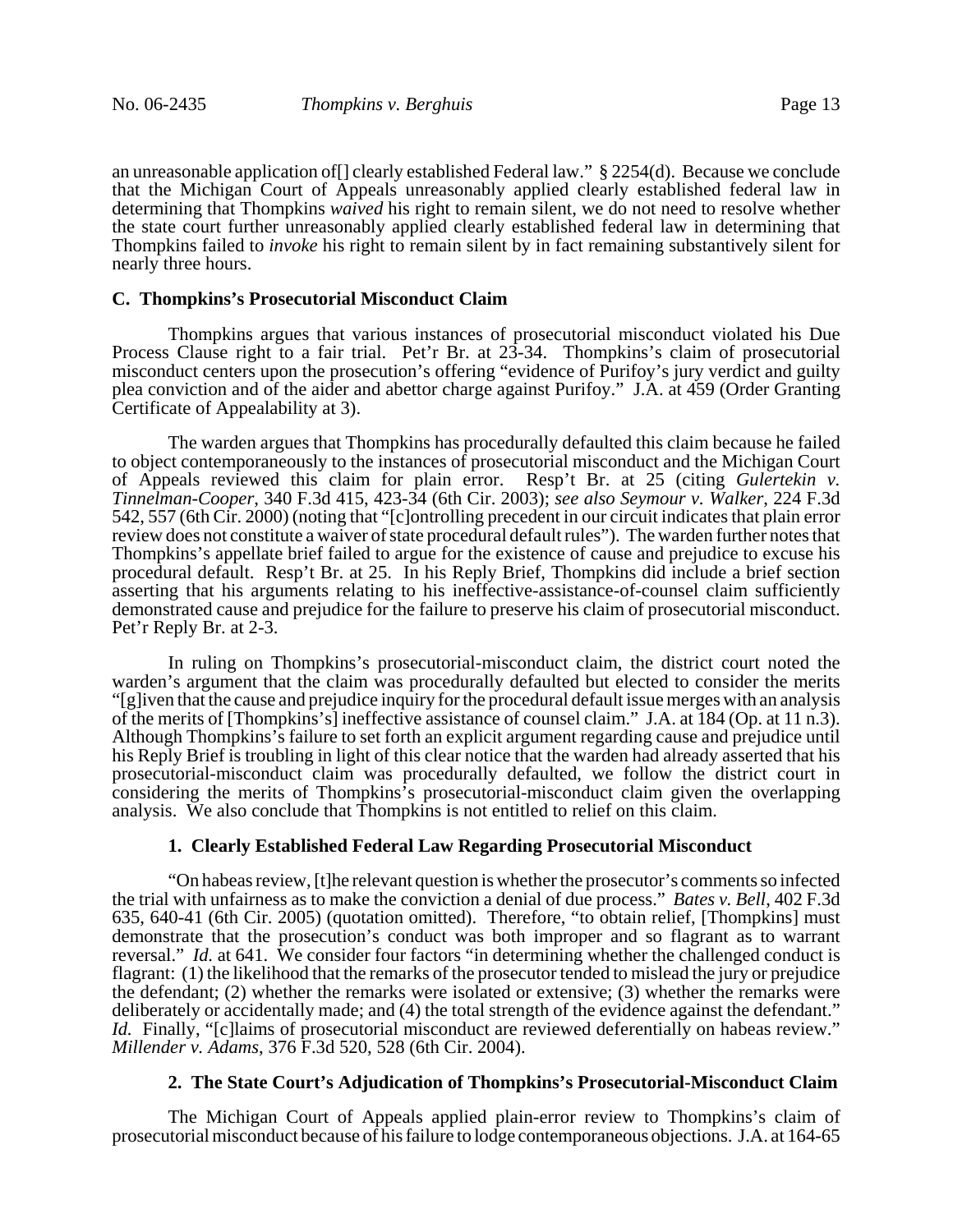an unreasonable application of[] clearly established Federal law." § 2254(d). Because we conclude that the Michigan Court of Appeals unreasonably applied clearly established federal law in determining that Thompkins *waived* his right to remain silent, we do not need to resolve whether the state court further unreasonably applied clearly established federal law in determining that Thompkins failed to *invoke* his right to remain silent by in fact remaining substantively silent for nearly three hours.

### C. Thompkins's Prosecutorial Misconduct Claim

Thompkins argues that various instances of prosecutorial misconduct violated his Due Process Clause right to a fair trial. Pet'r Br. at 23-34. Thompkins's claim of prosecutorial misconduct centers upon the prosecution's offering "evidence of Purifoy's jury verdict and guilty plea conviction and of the aider and abettor charge against Purifoy." J.A. at 459 (Order Granting Certificate of Appealability at 3).

The warden argues that Thompkins has procedurally defaulted this claim because he failed to object contemporaneously to the instances of prosecutorial misconduct and the Michigan Court of Appeals reviewed this claim for plain error. Resp't Br. at 25 (citing *Gulertekin v. Tinnelman-Cooper*, 340 F.3d 415, 423-34 (6th Cir. 2003); *see also Seymour v. Walker*, 224 F.3d 542, 557 (6th Cir. 2000) (noting that "[c]ontrolling precedent in our circuit indicates that plain error review does not constitute a waiver of state procedural default rules"). The warden further notes that Thompkins's appellate brief failed to argue for the existence of cause and prejudice to excuse his procedural default. Resp't Br. at 25. In his Reply Brief, Thompkins did include a brief section asserting that his arguments relating to his ineffective-assistance-of-counsel claim sufficiently demonstrated cause and prejudice for the failure to preserve his claim of prosecutorial misconduct. Pet'r Reply Br. at 2-3.

In ruling on Thompkins's prosecutorial-misconduct claim, the district court noted the warden's argument that the claim was procedurally defaulted but elected to consider the merits "[g]iven that the cause and prejudice inquiry for the procedural default issue merges with an analysis of the merits of [Thompkins's] ineffective assistance of counsel claim." J.A. at 184 (Op. at 11 n.3). Although Thompkins's failure to set forth an explicit argument regarding cause and prejudice until his Reply Brief is troubling in light of this clear notice that the warden had already asserted that his prosecutorial-misconduct claim was procedurally defaulted, we follow the district court in considering the merits of Thompkins's prosecutorial-misconduct claim given the overlapping analysis. We also conclude that Thompkins is not entitled to relief on this claim.

#### 1. Clearly Established Federal Law Regarding Prosecutorial Misconduct

"On habeas review, [t]he relevant question is whether the prosecutor's comments so infected the trial with unfairness as to make the conviction a denial of due process." *Bates v. Bell*, 402 F.3d 635, 640-41 (6th Cir. 2005) (quotation omitted). Therefore, "to obtain relief, [Thompkins] must demonstrate that the prosecution's conduct was both improper and so flagrant as to warrant reversal." *Id.* at 641. We consider four factors "in determining whether the challenged conduct is flagrant: (1) the likelihood that the remarks of the prosecutor tended to mislead the jury or prejudice the defendant; (2) whether the remarks were isolated or extensive; (3) whether the remarks were deliberately or accidentally made; and (4) the total strength of the evidence against the defendant." *Id.* Finally, "[c]laims of prosecutorial misconduct are reviewed deferentially on habeas review." *Millender v. Adams*, 376 F.3d 520, 528 (6th Cir. 2004).

#### 2. The State Court's Adjudication of Thompkins's Prosecutorial-Misconduct Claim

The Michigan Court of Appeals applied plain-error review to Thompkins's claim of prosecutorial misconduct because of his failure to lodge contemporaneous objections. J.A. at 164-65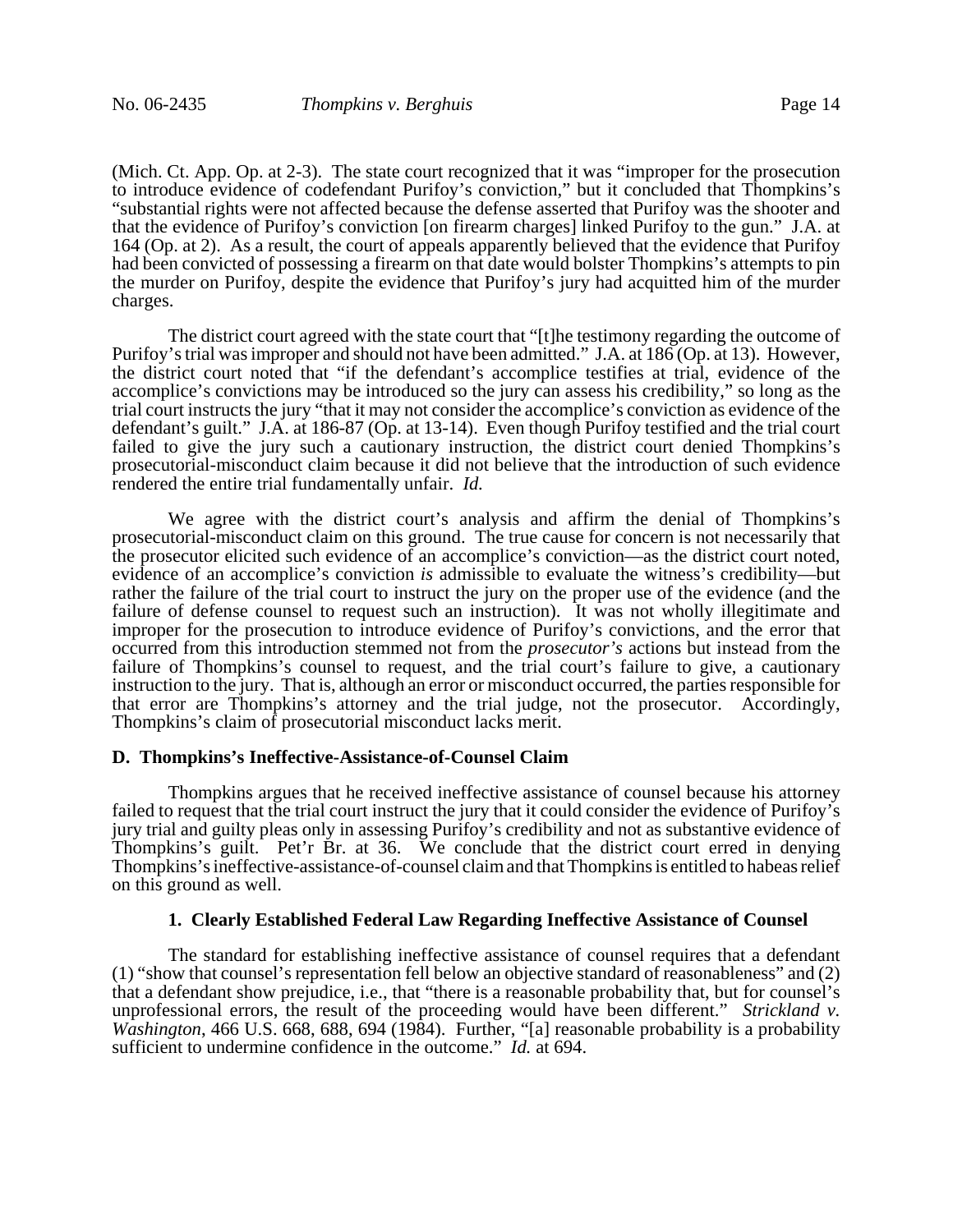(Mich. Ct. App. Op. at 2-3). The state court recognized that it was "improper for the prosecution to introduce evidence of codefendant Purifoy's conviction," but it concluded that Thompkins's "substantial rights were not affected because the defense asserted that Purifoy was the shooter and that the evidence of Purifoy's conviction [on firearm charges] linked Purifoy to the gun." J.A. at 164 (Op. at 2). As a result, the court of appeals apparently believed that the evidence that Purifoy had been convicted of possessing a firearm on that date would bolster Thompkins's attempts to pin the murder on Purifoy, despite the evidence that Purifoy's jury had acquitted him of the murder charges.

The district court agreed with the state court that "[t]he testimony regarding the outcome of Purifoy's trial was improper and should not have been admitted." J.A. at 186 (Op. at 13). However, the district court noted that "if the defendant's accomplice testifies at trial, evidence of the accomplice's convictions may be introduced so the jury can assess his credibility," so long as the trial court instructs the jury "that it may not consider the accomplice's conviction as evidence of the defendant's guilt." J.A. at 186-87 (Op. at 13-14). Even though Purifoy testified and the trial court failed to give the jury such a cautionary instruction, the district court denied Thompkins's prosecutorial-misconduct claim because it did not believe that the introduction of such evidence rendered the entire trial fundamentally unfair. *Id.*

We agree with the district court's analysis and affirm the denial of Thompkins's prosecutorial-misconduct claim on this ground. The true cause for concern is not necessarily that the prosecutor elicited such evidence of an accomplice's conviction—as the district court noted, evidence of an accomplice's conviction *is* admissible to evaluate the witness's credibility—but rather the failure of the trial court to instruct the jury on the proper use of the evidence (and the failure of defense counsel to request such an instruction). It was not wholly illegitimate and improper for the prosecution to introduce evidence of Purifoy's convictions, and the error that occurred from this introduction stemmed not from the *prosecutor's* actions but instead from the failure of Thompkins's counsel to request, and the trial court's failure to give, a cautionary instruction to the jury. That is, although an error or misconduct occurred, the parties responsible for that error are Thompkins's attorney and the trial judge, not the prosecutor. Accordingly, Thompkins's claim of prosecutorial misconduct lacks merit.

### D. Thompkins's Ineffective-Assistance-of-Counsel Claim

Thompkins argues that he received ineffective assistance of counsel because his attorney failed to request that the trial court instruct the jury that it could consider the evidence of Purifoy's jury trial and guilty pleas only in assessing Purifoy's credibility and not as substantive evidence of Thompkins's guilt. Pet'r Br. at 36. We conclude that the district court erred in denying Thompkins's ineffective-assistance-of-counsel claim and that Thompkins is entitled to habeas relief on this ground as well.

#### 1. Clearly Established Federal Law Regarding Ineffective Assistance of Counsel

The standard for establishing ineffective assistance of counsel requires that a defendant (1) "show that counsel's representation fell below an objective standard of reasonableness" and (2) that a defendant show prejudice, i.e., that "there is a reasonable probability that, but for counsel's unprofessional errors, the result of the proceeding would have been different." *Strickland v. Washington*, 466 U.S. 668, 688, 694 (1984). Further, "[a] reasonable probability is a probability sufficient to undermine confidence in the outcome." *Id.* at 694.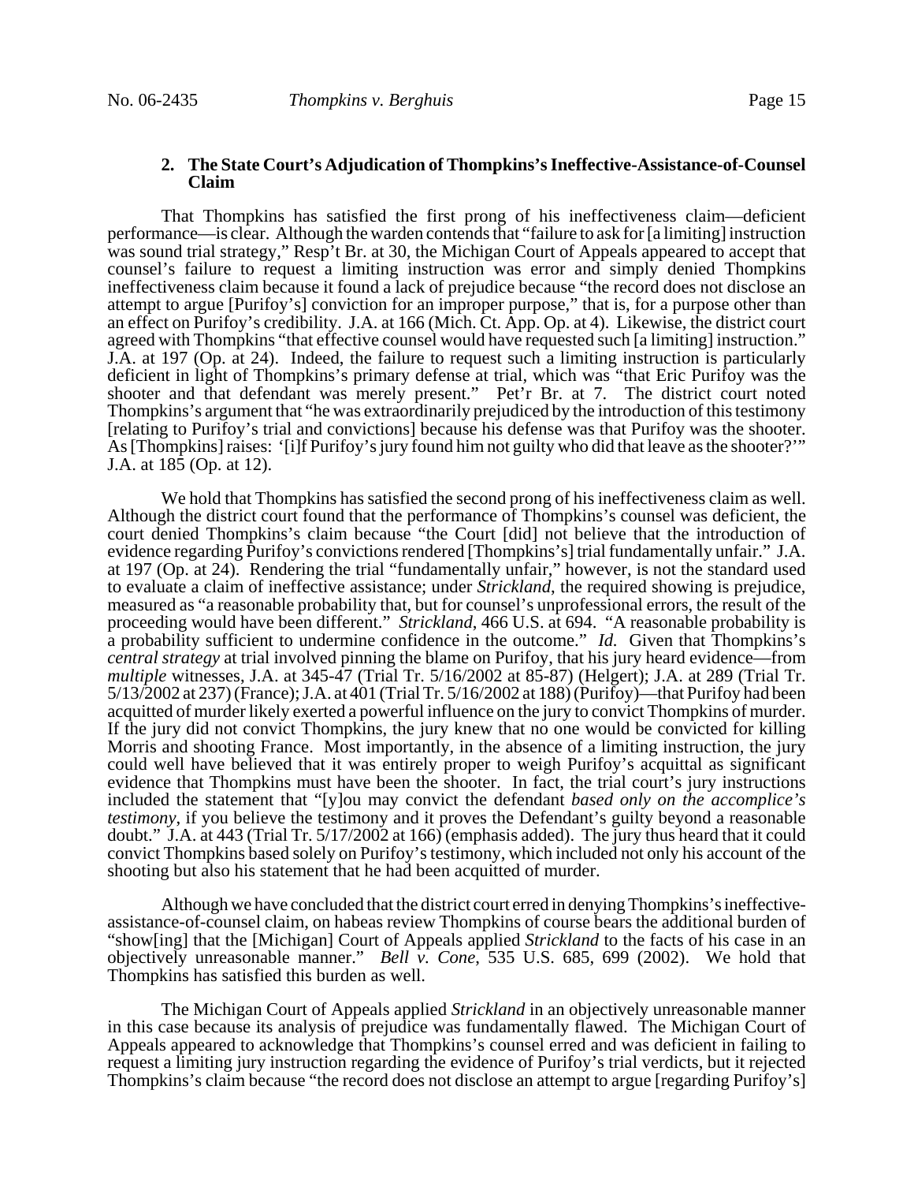### 2. The State Court's Adjudication of Thompkins's Ineffective-Assistance-of-Counsel Claim

That Thompkins has satisfied the first prong of his ineffectiveness claim—deficient performance—is clear. Although the warden contends that "failure to ask for [a limiting] instruction was sound trial strategy," Resp't Br. at 30, the Michigan Court of Appeals appeared to accept that counsel's failure to request a limiting instruction was error and simply denied Thompkins ineffectiveness claim because it found a lack of prejudice because "the record does not disclose an attempt to argue [Purifoy's] conviction for an improper purpose," that is, for a purpose other than an effect on Purifoy's credibility. J.A. at 166 (Mich. Ct. App. Op. at 4). Likewise, the district court agreed with Thompkins "that effective counsel would have requested such [a limiting] instruction." J.A. at 197 (Op. at 24). Indeed, the failure to request such a limiting instruction is particularly deficient in light of Thompkins's primary defense at trial, which was "that Eric Purifoy was the shooter and that defendant was merely present." Pet'r Br. at 7. The district court noted Thompkins's argument that "he was extraordinarily prejudiced by the introduction of this testimony [relating to Purifoy's trial and convictions] because his defense was that Purifoy was the shooter. As [Thompkins] raises: '[i]f Purifoy's jury found him not guilty who did that leave as the shooter?'" J.A. at 185 (Op. at 12).

We hold that Thompkins has satisfied the second prong of his ineffectiveness claim as well. Although the district court found that the performance of Thompkins's counsel was deficient, the court denied Thompkins's claim because "the Court [did] not believe that the introduction of evidence regarding Purifoy's convictions rendered [Thompkins's] trial fundamentally unfair." J.A. at 197 (Op. at 24). Rendering the trial "fundamentally unfair," however, is not the standard used to evaluate a claim of ineffective assistance; under *Strickland*, the required showing is prejudice, measured as "a reasonable probability that, but for counsel's unprofessional errors, the result of the proceeding would have been different." *Strickland*, 466 U.S. at 694. "A reasonable probability is a probability sufficient to undermine confidence in the outcome." *Id.* Given that Thompkins's *central strategy* at trial involved pinning the blame on Purifoy, that his jury heard evidence—from *multiple* witnesses, J.A. at 345-47 (Trial Tr. 5/16/2002 at 85-87) (Helgert); J.A. at 289 (Trial Tr. 5/13/2002 at 237) (France); J.A. at 401 (Trial Tr. 5/16/2002 at 188) (Purifoy)—that Purifoy had been acquitted of murder likely exerted a powerful influence on the jury to convict Thompkins of murder. If the jury did not convict Thompkins, the jury knew that no one would be convicted for killing Morris and shooting France. Most importantly, in the absence of a limiting instruction, the jury could well have believed that it was entirely proper to weigh Purifoy's acquittal as significant evidence that Thompkins must have been the shooter. In fact, the trial court's jury instructions included the statement that "[y]ou may convict the defendant *based only on the accomplice's testimony*, if you believe the testimony and it proves the Defendant's guilty beyond a reasonable doubt." J.A. at 443 (Trial Tr. 5/17/2002 at 166) (emphasis added). The jury thus heard that it could convict Thompkins based solely on Purifoy's testimony, which included not only his account of the shooting but also his statement that he had been acquitted of murder.

Although we have concluded that the district court erred in denying Thompkins's ineffective-assistance-of-counsel claim, on habeas review Thompkins of course bears the additional burden of "show[ing] that the [Michigan] Court of Appeals applied *Strickland* to the facts of his case in an objectively unreasonable manner." *Bell v. Cone*, 535 U.S. 685, 699 (2002). We hold that Thompkins has satisfied this burden as well.

The Michigan Court of Appeals applied *Strickland* in an objectively unreasonable manner in this case because its analysis of prejudice was fundamentally flawed. The Michigan Court of Appeals appeared to acknowledge that Thompkins's counsel erred and was deficient in failing to request a limiting jury instruction regarding the evidence of Purifoy's trial verdicts, but it rejected Thompkins's claim because "the record does not disclose an attempt to argue [regarding Purifoy's]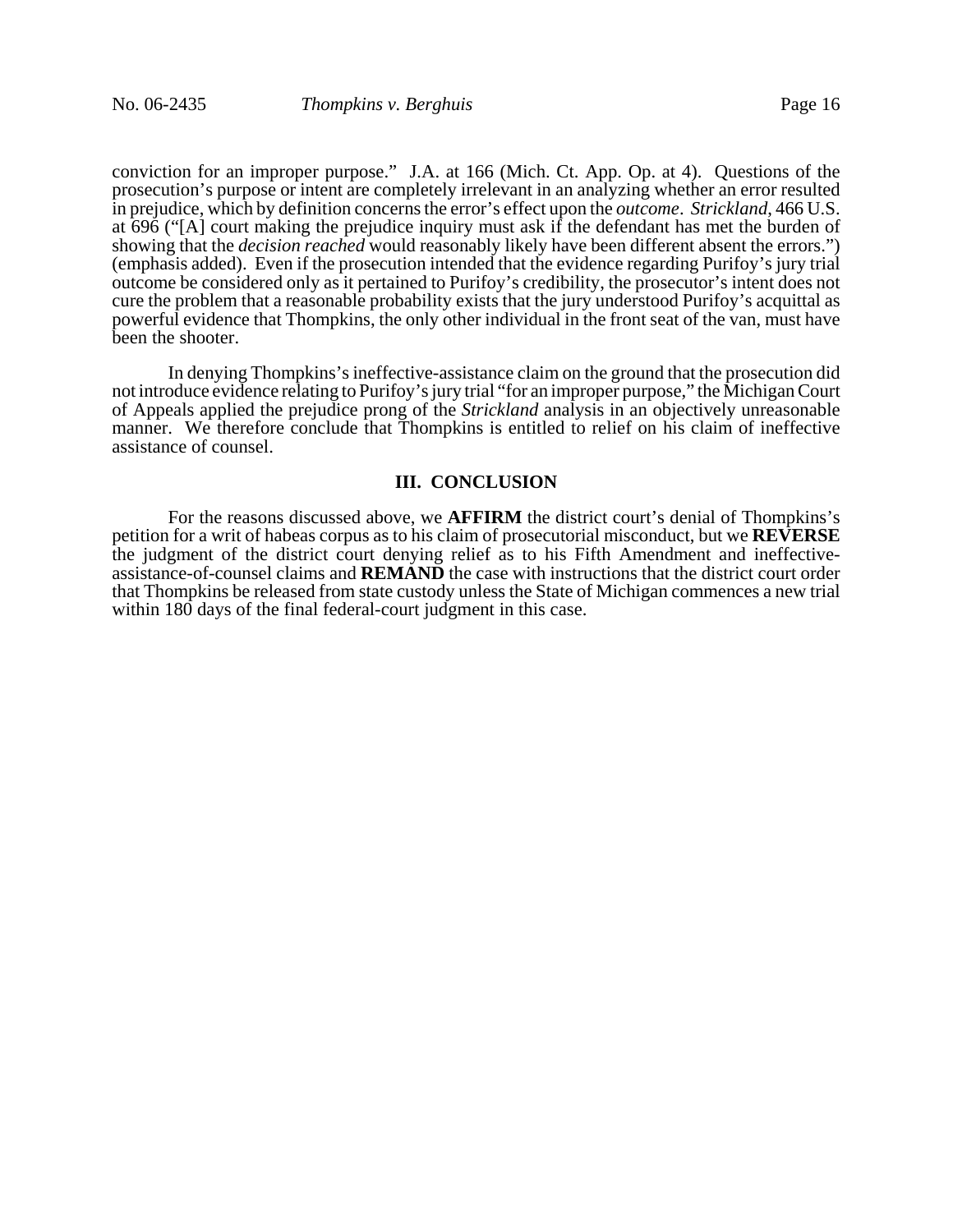conviction for an improper purpose." J.A. at 166 (Mich. Ct. App. Op. at 4). Questions of the prosecution's purpose or intent are completely irrelevant in an analyzing whether an error resulted in prejudice, which by definition concerns the error's effect upon the *outcome*. *Strickland*, 466 U.S. at 696 ("[A] court making the prejudice inquiry must ask if the defendant has met the burden of showing that the *decision reached* would reasonably likely have been different absent the errors.") (emphasis added). Even if the prosecution intended that the evidence regarding Purifoy's jury trial outcome be considered only as it pertained to Purifoy's credibility, the prosecutor's intent does not cure the problem that a reasonable probability exists that the jury understood Purifoy's acquittal as powerful evidence that Thompkins, the only other individual in the front seat of the van, must have been the shooter.

In denying Thompkins's ineffective-assistance claim on the ground that the prosecution did not introduce evidence relating to Purifoy's jury trial "for an improper purpose," the Michigan Court of Appeals applied the prejudice prong of the *Strickland* analysis in an objectively unreasonable manner. We therefore conclude that Thompkins is entitled to relief on his claim of ineffective assistance of counsel.

## III. CONCLUSION

For the reasons discussed above, we **AFFIRM** the district court's denial of Thompkins's petition for a writ of habeas corpus as to his claim of prosecutorial misconduct, but we **REVERSE** the judgment of the district court denying relief as to his Fifth Amendment and ineffective-assistance-of-counsel claims and **REMAND** the case with instructions that the district court order that Thompkins be released from state custody unless the State of Michigan commences a new trial within 180 days of the final federal-court judgment in this case.